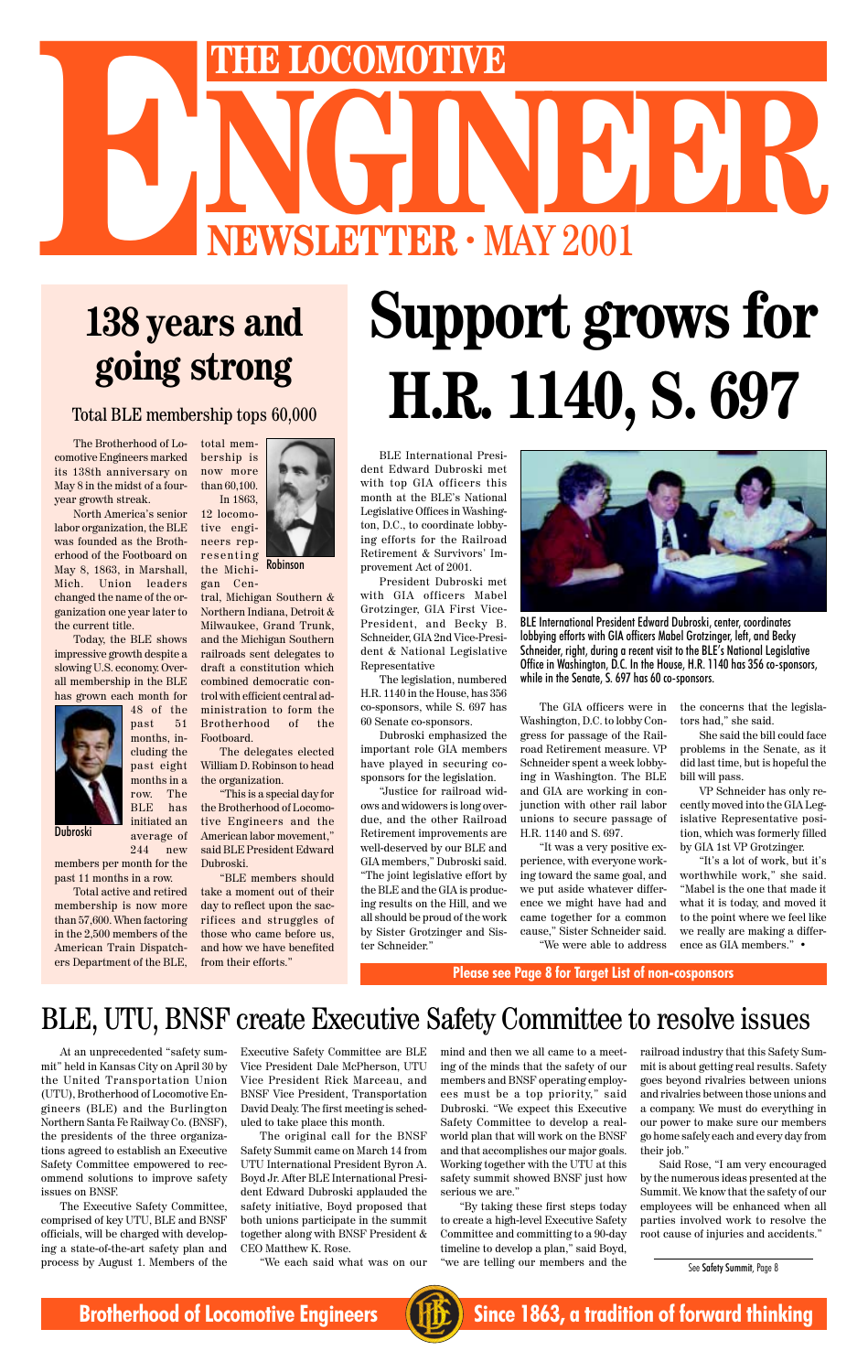# THE LOCOMOTIVE ENGINEER

## NEWSLETTER · MAY 2001

## 138 years and going strong

### Total BLE membership tops 60,000

The Brotherhood of Locomotive Engineers marked its 138th anniversary on May 8 in the midst of a four-year growth streak.

North America's senior labor organization, the BLE was founded as the Brotherhood of the Footboard on May 8, 1863, in Marshall, Mich. Union leaders changed the name of the organization one year later to the current title.

Today, the BLE shows impressive growth despite a slowing U.S. economy. Overall membership in the BLE has grown each month for 48 of the past 51 months, including the past eight months in a row. The BLE has initiated an average of 244 new members per month for the past 11 months in a row.

Dubroski

Total active and retired membership is now more than 57,600. When factoring in the 2,500 members of the American Train Dispatchers Department of the BLE, total membership is now more than 60,100.

Robinson

In 1863, 12 locomotive engineers representing the Michigan Central, Michigan Southern & Northern Indiana, Detroit & Milwaukee, Grand Trunk, and the Michigan Southern railroads sent delegates to draft a constitution which combined democratic control with efficient central administration to form the Brotherhood of the Footboard.

The delegates elected William D. Robinson to head the organization.

"This is a special day for the Brotherhood of Locomotive Engineers and the American labor movement," said BLE President Edward Dubroski.

"BLE members should take a moment out of their day to reflect upon the sacrifices and struggles of those who came before us, and how we have benefited from their efforts."

# Support grows for H.R. 1140, S. 697

BLE International President Edward Dubroski met with top GIA officers this month at the BLE's National Legislative Offices in Washington, D.C., to coordinate lobbying efforts for the Railroad Retirement & Survivors' Improvement Act of 2001.

President Dubroski met with GIA officers Mabel Grotzinger, GIA First Vice-President, and Becky B. Schneider, GIA 2nd Vice-President & National Legislative Representative

The legislation, numbered H.R. 1140 in the House, has 356 co-sponsors, while S. 697 has 60 Senate co-sponsors.

Dubroski emphasized the important role GIA members have played in securing co-sponsors for the legislation.

"Justice for railroad widows and widowers is long overdue, and the other Railroad Retirement improvements are well-deserved by our BLE and GIA members," Dubroski said. "The joint legislative effort by the BLE and the GIA is producing results on the Hill, and we all should be proud of the work by Sister Grotzinger and Sister Schneider."

BLE International President Edward Dubroski, center, coordinates lobbying efforts with GIA officers Mabel Grotzinger, left, and Becky Schneider, right, during a recent visit to the BLE's National Legislative Office in Washington, D.C. In the House, H.R. 1140 has 356 co-sponsors, while in the Senate, S. 697 has 60 co-sponsors.

The GIA officers were in Washington, D.C. to lobby Congress for passage of the Railroad Retirement measure. VP Schneider spent a week lobbying in Washington. The BLE and GIA are working in conjunction with other rail labor unions to secure passage of H.R. 1140 and S. 697.

"It was a very positive experience, with everyone working toward the same goal, and we put aside whatever difference we might have had and came together for a common cause," Sister Schneider said.

"We were able to address the concerns that the legislators had," she said.

She said the bill could face problems in the Senate, as it did last time, but is hopeful the bill will pass.

VP Schneider has only recently moved into the GIA Legislative Representative position, which was formerly filled by GIA 1st VP Grotzinger.

"It's a lot of work, but it's worthwhile work," she said. "Mabel is the one that made it what it is today, and moved it to the point where we feel like we really are making a difference as GIA members." •

**Please see Page 8 for Target List of non-cosponsors**

## BLE, UTU, BNSF create Executive Safety Committee to resolve issues

At an unprecedented "safety summit" held in Kansas City on April 30 by the United Transportation Union (UTU), Brotherhood of Locomotive Engineers (BLE) and the Burlington Northern Santa Fe Railway Co. (BNSF), the presidents of the three organizations agreed to establish an Executive Safety Committee empowered to recommend solutions to improve safety issues on BNSF.

The Executive Safety Committee, comprised of key UTU, BLE and BNSF officials, will be charged with developing a state-of-the-art safety plan and process by August 1. Members of the Executive Safety Committee are BLE Vice President Dale McPherson, UTU Vice President Rick Marceau, and BNSF Vice President, Transportation David Dealy. The first meeting is scheduled to take place this month.

The original call for the BNSF Safety Summit came on March 14 from UTU International President Byron A. Boyd Jr. After BLE International President Edward Dubroski applauded the safety initiative, Boyd proposed that both unions participate in the summit together along with BNSF President & CEO Matthew K. Rose.

"We each said what was on our mind and then we all came to a meeting of the minds that the safety of our members and BNSF operating employees must be a top priority," said Dubroski. "We expect this Executive Safety Committee to develop a real-world plan that will work on the BNSF and that accomplishes our major goals. Working together with the UTU at this safety summit showed BNSF just how serious we are."

"By taking these first steps today to create a high-level Executive Safety Committee and committing to a 90-day timeline to develop a plan," said Boyd, "we are telling our members and the railroad industry that this Safety Summit is about getting real results. Safety goes beyond rivalries between unions and rivalries between those unions and a company. We must do everything in our power to make sure our members go home safely each and every day from their job."

Said Rose, "I am very encouraged by the numerous ideas presented at the Summit. We know that the safety of our employees will be enhanced when all parties involved work to resolve the root cause of injuries and accidents."

See Safety Summit, Page 8

**Brotherhood of Locomotive Engineers** · **Since 1863, a tradition of forward thinking**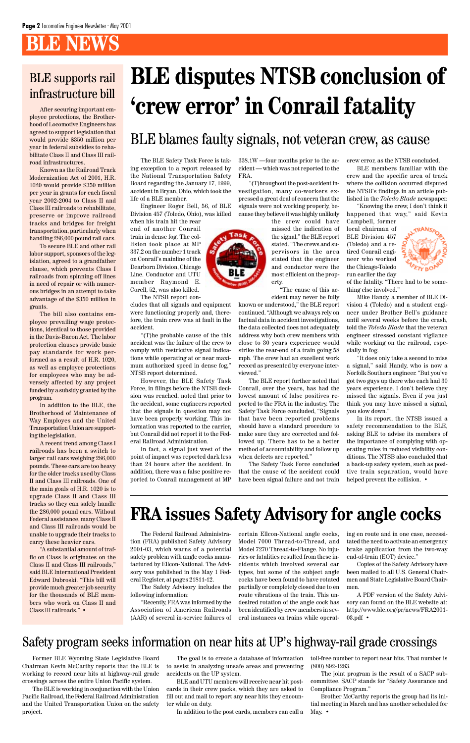# BLE NEWS

## BLE supports rail infrastructure bill

After securing important employee protections, the Brotherhood of Locomotive Engineers has agreed to support legislation that would provide $350 million per year in federal subsidies to rehabilitate Class II and Class III railroad infrastructures.

Known as the Railroad Track Modernization Act of 2001, H.R. 1020 would provide $350 million per year in grants for each fiscal year 2002-2004 to Class II and Class III railroads to rehabilitate, preserve or improve railroad tracks and bridges for freight transportation, particularly when handling 286,000 pound rail cars.

To secure BLE and other rail labor support, sponsors of the legislation, agreed to a grandfather clause, which prevents Class I railroads from spinning off lines in need of repair or with numerous bridges in an attempt to take advantage of the $350 million in grants.

The bill also contains employee prevailing wage protections, identical to those provided in the Davis-Bacon Act. The labor protection clauses provide basic pay standards for work performed as a result of H.R. 1020, as well as employee protections for employees who may be adversely affected by any project funded by a subsidy granted by the program.

In addition to the BLE, the Brotherhood of Maintenance of Way Employees and the United Transportation Union are supporting the legislation.

A recent trend among Class I railroads has been a switch to larger rail cars weighing 286,000 pounds. These cars are too heavy for the older tracks used by Class II and Class III railroads. One of the main goals of H.R. 1020 is to upgrade Class II and Class III tracks so they can safely handle the 286,000 pound cars. Without Federal assistance, many Class II and Class III railroads would be unable to upgrade their tracks to carry these heavier cars.

"A substantial amount of traffic on Class Is originates on the Class II and Class III railroads," said BLE International President Edward Dubroski. "This bill will provide much greater job security for the thousands of BLE members who work on Class II and Class III railroads." •

# BLE disputes NTSB conclusion of 'crew error' in Conrail fatality

## BLE blames faulty signals, not veteran crew, as cause

The BLE Safety Task Force is taking exception to a report released by the National Transportation Safety Board regarding the January 17, 1999, accident in Bryan, Ohio, which took the life of a BLE member.

Engineer Roger Bell, 56, of BLE Division 457 (Toledo, Ohio), was killed when his train hit the rear end of another Conrail train in dense fog. The collision took place at MP 337.2 on the number 1 track on Conrail's mainline of the Dearborn Division, Chicago Line. Conductor and UTU member Raymond E. Corell, 52, was also killed.

The NTSB report concludes that all signals and equipment were functioning properly and, therefore, the train crew was at fault in the accident.

"(T)he probable cause of the this accident was the failure of the crew to comply with restrictive signal indications while operating at or near maximum authorized speed in dense fog," NTSB report determined.

However, the BLE Safety Task Force, in filings before the NTSB decision was reached, noted that prior to the accident, some engineers reported that the signals in question may not have been properly working. This information was reported to the carrier, but Conrail did not report it to the Federal Railroad Administration.

In fact, a signal just west of the point of impact was reported dark less than 24 hours after the accident. In addition, there was a false positive reported to Conrail management at MP 338.1W —four months prior to the accident — which was not reported to the FRA.

"(T)hroughout the post-accident investigation, many co-workers expressed a great deal of concern that the signals were not working properly, because they believe it was highly unlikely the crew could have missed the indication of the signal," the BLE report stated. "The crews and supervisors in the area stated that the engineer and conductor were the most efficient on the property.

"The cause of this accident may never be fully known or understood," the BLE report continued. "Although we always rely on factual data in accident investigations, the data collected does not adequately address why both crew members with close to 30 years experience would strike the rear-end of a train going 58 mph. The crew had an excellent work record as presented by everyone interviewed."

The BLE report further noted that Conrail, over the years, has had the lowest amount of false positives reported to the FRA in the industry. The Safety Task Force concluded, "Signals that have been reported problems should have a standard procedure to make sure they are corrected and followed up. There has to be a better method of accountability and follow up when defects are reported."

The Safety Task Force concluded that the cause of the accident could have been signal failure and not train crew error, as the NTSB concluded.

BLE members familiar with the crew and the specific area of track where the collision occurred disputed the NTSB's findings in an article published in the *Toledo Blade* newspaper.

"Knowing the crew, I don't think it happened that way," said Kevin Campbell, former local chairman of BLE Division 457 (Toledo) and a retired Conrail engineer who worked the Chicago-Toledo run earlier the day of the fatality. "There had to be something else involved."

Mike Handy, a member of BLE Division 4 (Toledo) and a student engineer under Brother Bell's guidance until several weeks before the crash, told the *Toledo Blade* that the veteran engineer stressed constant vigilance while working on the railroad, especially in fog.

"It does only take a second to miss a signal," said Handy, who is now a Norfolk Southern engineer. "But you've got two guys up there who each had 30 years experience. I don't believe they missed the signals. Even if you just think you may have missed a signal, you slow down."

In its report, the NTSB issued a safety recommendation to the BLE, asking BLE to advise its members of the importance of complying with operating rules in reduced visibility conditions. The NTSB also concluded that a back-up safety system, such as positive train separation, would have helped prevent the collision. •

# FRA issues Safety Advisory for angle cocks

The Federal Railroad Administration (FRA) published Safety Advisory 2001-03, which warns of a potential safety problem with angle cocks manufactured by Ellcon-National. The Advisory was published in the May 1 Federal Register, at pages 21811-12.

The Safety Advisory includes the following information:

"Recently, FRA was informed by the Association of American Railroads (AAR) of several in-service failures of certain Ellcon-National angle cocks, Model 7000 Thread-to-Thread, and Model 7270 Thread-to-Flange. No injuries or fatalities resulted from these incidents which involved several car types, but some of the subject angle cocks have been found to have rotated partially or completely closed due to en route vibrations of the train. This undesired rotation of the angle cock has been identified by crew members in several instances on trains while operating en route and in one case, necessitated the need to activate an emergency brake application from the two-way end-of-train (EOT) device."

Copies of the Safety Advisory have been mailed to all U.S. General Chairmen and State Legislative Board Chairmen.

A PDF version of the Safety Advisory can found on the BLE website at: http://www.ble.org/pr/news/FRA2001-03.pdf •

## Safety program seeks information on near hits at UP's highway-rail grade crossings

Former BLE Wyoming State Legislative Board Chairman Kevin McCarthy reports that the BLE is working to record near hits at highway-rail grade crossings across the entire Union Pacific system.

The BLE is working in conjunction with the Union Pacific Railroad, the Federal Railroad Administration and the United Transportation Union on the safety project.

The goal is to create a database of information to assist in analyzing unsafe areas and preventing accidents on the UP system.

BLE and UTU members will receive near hit postcards in their crew packs, which they are asked to fill out and mail to report any near hits they encounter while on duty.

In addition to the post cards, members can call a toll-free number to report near hits. That number is (800) 892-1283.

The joint program is the result of a SACP subcommittee. SACP stands for "Safety Assurance and Compliance Program."

Brother McCarthy reports the group had its initial meeting in March and has another scheduled for May. •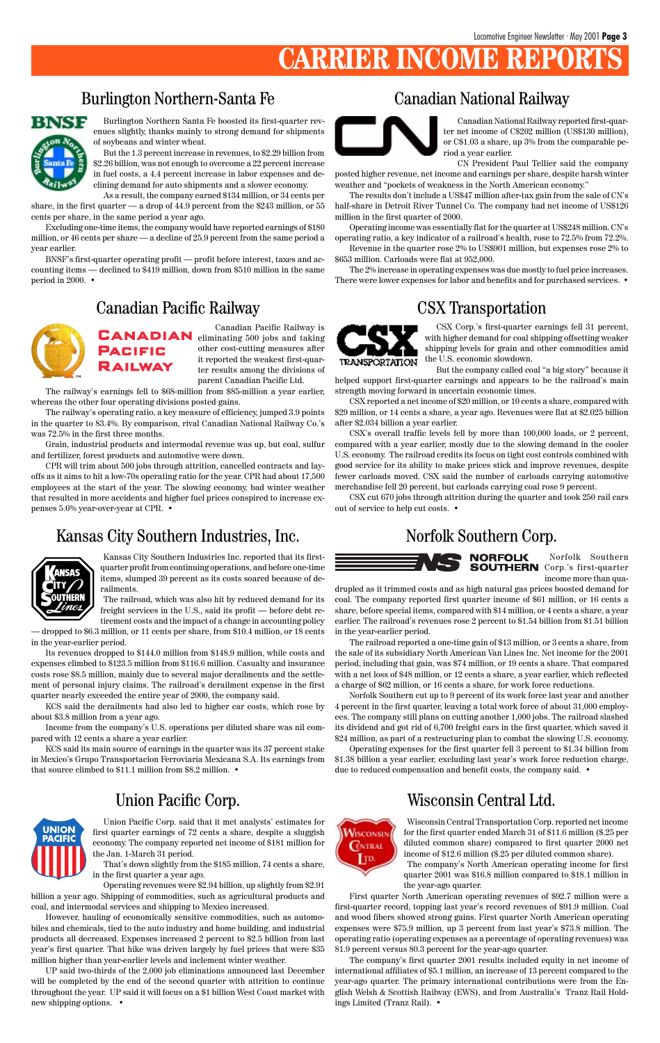# CARRIER INCOME REPORTS

## Burlington Northern-Santa Fe

Burlington Northern Santa Fe boosted its first-quarter revenues slightly, thanks mainly to strong demand for shipments of soybeans and winter wheat.

But the 1.3 percent increase in revenues, to $2.29 billion from $2.26 billion, was not enough to overcome a 22 percent increase in fuel costs, a 4.4 percent increase in labor expenses and declining demand for auto shipments and a slower economy.

As a result, the company earned $134 million, or 34 cents per share, in the first quarter — a drop of 44.9 percent from the $243 million, or 55 cents per share, in the same period a year ago.

Excluding one-time items, the company would have reported earnings of $180 million, or 46 cents per share — a decline of 25.9 percent from the same period a year earlier.

BNSF's first-quarter operating profit — profit before interest, taxes and accounting items — declined to $419 million, down from $510 million in the same period in 2000. •

## Canadian National Railway

Canadian National Railway reported first-quarter net income of C$202 million (US$130 million), or C$1.03 a share, up 3% from the comparable period a year earlier.

CN President Paul Tellier said the company posted higher revenue, net income and earnings per share, despite harsh winter weather and "pockets of weakness in the North American economy."

The results don't include a US$47 million after-tax gain from the sale of CN's half-share in Detroit River Tunnel Co. The company had net income of US$126 million in the first quarter of 2000.

Operating income was essentially flat for the quarter at US$248 million. CN's operating ratio, a key indicator of a railroad's health, rose to 72.5% from 72.2%.

Revenue in the quarter rose 2% to US$901 million, but expenses rose 2% to $653 million. Carloads were flat at 952,000.

The 2% increase in operating expenses was due mostly to fuel price increases. There were lower expenses for labor and benefits and for purchased services. •

## Canadian Pacific Railway

Canadian Pacific Railway is eliminating 500 jobs and taking other cost-cutting measures after it reported the weakest first-quarter results among the divisions of parent Canadian Pacific Ltd.

The railway's earnings fell to $68-million from $85-million a year earlier, whereas the other four operating divisions posted gains.

The railway's operating ratio, a key measure of efficiency, jumped 3.9 points in the quarter to 83.4%. By comparison, rival Canadian National Railway Co.'s was 72.5% in the first three months.

Grain, industrial products and intermodal revenue was up, but coal, sulfur and fertilizer, forest products and automotive were down.

CPR will trim about 500 jobs through attrition, cancelled contracts and layoffs as it aims to hit a low-70s operating ratio for the year. CPR had about 17,500 employees at the start of the year. The slowing economy, bad winter weather that resulted in more accidents and higher fuel prices conspired to increase expenses 5.6% year-over-year at CPR. •

## CSX Transportation

CSX Corp.'s first-quarter earnings fell 31 percent, with higher demand for coal shipping offsetting weaker shipping levels for grain and other commodities amid the U.S. economic slowdown.

But the company called coal "a big story" because it helped support first-quarter earnings and appears to be the railroad's main strength moving forward in uncertain economic times.

CSX reported a net income of $20 million, or 10 cents a share, compared with $29 million, or 14 cents a share, a year ago. Revenues were flat at $2.025 billion after $2.034 billion a year earlier.

CSX's overall traffic levels fell by more than 100,000 loads, or 2 percent, compared with a year earlier, mostly due to the slowing demand in the cooler U.S. economy. The railroad credits its focus on tight cost controls combined with good service for its ability to make prices stick and improve revenues, despite fewer carloads moved. CSX said the number of carloads carrying automotive merchandise fell 20 percent, but carloads carrying coal rose 9 percent.

CSX cut 670 jobs through attrition during the quarter and took 250 rail cars out of service to help cut costs. •

## Kansas City Southern Industries, Inc.

Kansas City Southern Industries Inc. reported that its first-quarter profit from continuing operations, and before one-time items, slumped 39 percent as its costs soared because of derailments.

The railroad, which was also hit by reduced demand for its freight services in the U.S., said its profit — before debt retirement costs and the impact of a change in accounting policy — dropped to $6.3 million, or 11 cents per share, from $10.4 million, or 18 cents in the year-earlier period.

Its revenues dropped to $144.0 million from $148.9 million, while costs and expenses climbed to $123.5 million from $116.6 million. Casualty and insurance costs rose $8.5 million, mainly due to several major derailments and the settlement of personal injury claims. The railroad's derailment expense in the first quarter nearly exceeded the entire year of 2000, the company said.

KCS said the derailments had also led to higher car costs, which rose by about $3.8 million from a year ago.

Income from the company's U.S. operations per diluted share was nil compared with 12 cents a share a year earlier.

KCS said its main source of earnings in the quarter was its 37 percent stake in Mexico's Grupo Transportacion Ferroviaria Mexicana S.A. Its earnings from that source climbed to $11.1 million from $8.2 million. •

## Norfolk Southern Corp.

Norfolk Southern Corp.'s first-quarter income more than quadrupled as it trimmed costs and as high natural gas prices boosted demand for coal. The company reported first quarter income of $61 million, or 16 cents a share, before special items, compared with $14 million, or 4 cents a share, a year earlier. The railroad's revenues rose 2 percent to $1.54 billion from $1.51 billion in the year-earlier period.

The railroad reported a one-time gain of $13 million, or 3 cents a share, from the sale of its subsidiary North American Van Lines Inc. Net income for the 2001 period, including that gain, was $74 million, or 19 cents a share. That compared with a net loss of $48 million, or 12 cents a share, a year earlier, which reflected a charge of $62 million, or 16 cents a share, for work force reductions.

Norfolk Southern cut up to 9 percent of its work force last year and another 4 percent in the first quarter, leaving a total work force of about 31,000 employees. The company still plans on cutting another 1,000 jobs. The railroad slashed its dividend and got rid of 6,700 freight cars in the first quarter, which saved it $24 million, as part of a restructuring plan to combat the slowing U.S. economy.

Operating expenses for the first quarter fell 3 percent to $1.34 billion from $1.38 billion a year earlier, excluding last year's work force reduction charge, due to reduced compensation and benefit costs, the company said. •

## Union Pacific Corp.

Union Pacific Corp. said that it met analysts' estimates for first quarter earnings of 72 cents a share, despite a sluggish economy. The company reported net income of $181 million for the Jan. 1-March 31 period.

That's down slightly from the $185 million, 74 cents a share, in the first quarter a year ago.

Operating revenues were $2.94 billion, up slightly from $2.91 billion a year ago. Shipping of commodities, such as agricultural products and coal, and intermodal services and shipping to Mexico increased.

However, hauling of economically sensitive commodities, such as automobiles and chemicals, tied to the auto industry and home building, and industrial products all decreased. Expenses increased 2 percent to $2.5 billion from last year's first quarter. That hike was driven largely by fuel prices that were $35 million higher than year-earlier levels and inclement winter weather.

UP said two-thirds of the 2,000 job eliminations announced last December will be completed by the end of the second quarter with attrition to continue throughout the year. UP said it will focus on a $1 billion West Coast market with new shipping options. •

## Wisconsin Central Ltd.

Wisconsin Central Transportation Corp. reported net income for the first quarter ended March 31 of $11.6 million ($.25 per diluted common share) compared to first quarter 2000 net income of $12.6 million ($.25 per diluted common share).

The company's North American operating income for first quarter 2001 was $16.8 million compared to $18.1 million in the year-ago quarter.

First quarter North American operating revenues of $92.7 million were a first-quarter record, topping last year's record revenues of $91.9 million. Coal and wood fibers showed strong gains. First quarter North American operating expenses were $75.9 million, up 3 percent from last year's $73.8 million. The operating ratio (operating expenses as a percentage of operating revenues) was 81.9 percent versus 80.3 percent for the year-ago quarter.

The company's first quarter 2001 results included equity in net income of international affiliates of $5.1 million, an increase of 13 percent compared to the year-ago quarter. The primary international contributions were from the English Welsh & Scottish Railway (EWS), and from Australia's Tranz Rail Holdings Limited (Tranz Rail). •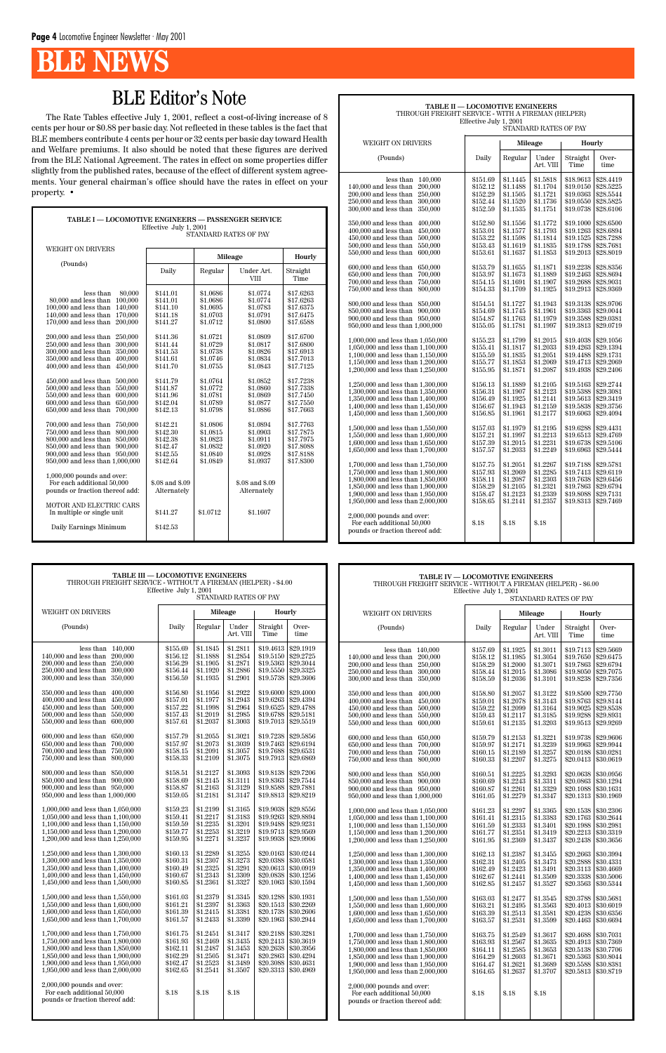# BLE NEWS

## BLE Editor's Note

The Rate Tables effective July 1, 2001, reflect a cost-of-living increase of 8 cents per hour or $0.88 per basic day. Not reflected in these tables is the fact that BLE members contribute 4 cents per hour or 32 cents per basic day toward Health and Welfare premiums. It also should be noted that these figures are derived from the BLE National Agreement. The rates in effect on some properties differ slightly from the published rates, because of the effect of different system agreements. Your general chairman's office should have the rates in effect on your property. •

**TABLE I — LOCOMOTIVE ENGINEERS — PASSENGER SERVICE**
Effective July 1, 2001
STANDARD RATES OF PAY

| WEIGHT ON DRIVERS (Pounds) | Daily | Mileage | | Hourly |
|---|---|---|---|---|
| | | Regular | Under Art. VIII | Straight Time |
| less than 80,000 | $141.01 | $1.0686 | $1.0774 | $17.6263 |
| 80,000 and less than 100,000 | $141.01 | $1.0686 | $1.0774 | $17.6263 |
| 100,000 and less than 140,000 | $141.10 | $1.0695 | $1.0783 | $17.6375 |
| 140,000 and less than 170,000 | $141.18 | $1.0703 | $1.0791 | $17.6475 |
| 170,000 and less than 200,000 | $141.27 | $1.0712 | $1.0800 | $17.6588 |
| 200,000 and less than 250,000 | $141.36 | $1.0721 | $1.0809 | $17.6700 |
| 250,000 and less than 300,000 | $141.44 | $1.0729 | $1.0817 | $17.6800 |
| 300,000 and less than 350,000 | $141.53 | $1.0738 | $1.0826 | $17.6913 |
| 350,000 and less than 400,000 | $141.61 | $1.0746 | $1.0834 | $17.7013 |
| 400,000 and less than 450,000 | $141.70 | $1.0755 | $1.0843 | $17.7125 |
| 450,000 and less than 500,000 | $141.79 | $1.0764 | $1.0852 | $17.7238 |
| 500,000 and less than 550,000 | $141.87 | $1.0772 | $1.0860 | $17.7338 |
| 550,000 and less than 600,000 | $141.96 | $1.0781 | $1.0869 | $17.7450 |
| 600,000 and less than 650,000 | $142.04 | $1.0789 | $1.0877 | $17.7550 |
| 650,000 and less than 700,000 | $142.13 | $1.0798 | $1.0886 | $17.7663 |
| 700,000 and less than 750,000 | $142.21 | $1.0806 | $1.0894 | $17.7763 |
| 750,000 and less than 800,000 | $142.30 | $1.0815 | $1.0903 | $17.7875 |
| 800,000 and less than 850,000 | $142.38 | $1.0823 | $1.0911 | $17.7975 |
| 850,000 and less than 900,000 | $142.47 | $1.0832 | $1.0920 | $17.8088 |
| 900,000 and less than 950,000 | $142.55 | $1.0840 | $1.0928 | $17.8188 |
| 950,000 and less than 1,000,000 | $142.64 | $1.0849 | $1.0937 | $17.8300 |
| 1,000,000 pounds and over: For each additional 50,000 pounds or fraction thereof add: | $.08 and $.09 Alternately | | $.08 and $.09 Alternately | |
| MOTOR AND ELECTRIC CARS In multiple or single unit | $141.27 | $1.0712 | $1.1607 | |
| Daily Earnings Minimum | $142.53 | | | |

**TABLE II — LOCOMOTIVE ENGINEERS**
THROUGH FREIGHT SERVICE - WITH A FIREMAN (HELPER)
Effective July 1, 2001
STANDARD RATES OF PAY

| WEIGHT ON DRIVERS (Pounds) | Daily | Mileage | | Hourly | |
|---|---|---|---|---|---|
| | | Regular | Under Art. VIII | Straight Time | Over-time |
| less than 140,000 | $151.69 | $1.1445 | $1.5818 | $18.9613 | $28.4419 |
| 140,000 and less than 200,000 | $152.12 | $1.1488 | $1.1704 | $19.0150 | $28.5225 |
| 200,000 and less than 250,000 | $152.29 | $1.1505 | $1.1721 | $19.0363 | $28.5544 |
| 250,000 and less than 300,000 | $152.44 | $1.1520 | $1.1736 | $19.0550 | $28.5825 |
| 300,000 and less than 350,000 | $152.59 | $1.1535 | $1.1751 | $19.0738 | $28.6106 |
| 350,000 and less than 400,000 | $152.80 | $1.1556 | $1.1772 | $19.1000 | $28.6500 |
| 400,000 and less than 450,000 | $153.01 | $1.1577 | $1.1793 | $19.1263 | $28.6894 |
| 450,000 and less than 500,000 | $153.22 | $1.1598 | $1.1814 | $19.1525 | $28.7288 |
| 500,000 and less than 550,000 | $153.43 | $1.1619 | $1.1835 | $19.1788 | $28.7681 |
| 550,000 and less than 600,000 | $153.61 | $1.1637 | $1.1853 | $19.2013 | $28.8019 |
| 600,000 and less than 650,000 | $153.79 | $1.1655 | $1.1871 | $19.2238 | $28.8356 |
| 650,000 and less than 700,000 | $153.97 | $1.1673 | $1.1889 | $19.2463 | $28.8694 |
| 700,000 and less than 750,000 | $154.15 | $1.1691 | $1.1907 | $19.2688 | $28.9031 |
| 750,000 and less than 800,000 | $154.33 | $1.1709 | $1.1925 | $19.2913 | $28.9369 |
| 800,000 and less than 850,000 | $154.51 | $1.1727 | $1.1943 | $19.3138 | $28.9706 |
| 850,000 and less than 900,000 | $154.69 | $1.1745 | $1.1961 | $19.3363 | $29.0044 |
| 900,000 and less than 950,000 | $154.87 | $1.1763 | $1.1979 | $19.3588 | $29.0381 |
| 950,000 and less than 1,000,000 | $155.05 | $1.1781 | $1.1997 | $19.3813 | $29.0719 |
| 1,000,000 and less than 1,050,000 | $155.23 | $1.1799 | $1.2015 | $19.4038 | $29.1056 |
| 1,050,000 and less than 1,100,000 | $155.41 | $1.1817 | $1.2033 | $19.4263 | $29.1394 |
| 1,100,000 and less than 1,150,000 | $155.59 | $1.1835 | $1.2051 | $19.4488 | $29.1731 |
| 1,150,000 and less than 1,200,000 | $155.77 | $1.1853 | $1.2069 | $19.4713 | $29.2069 |
| 1,200,000 and less than 1,250,000 | $155.95 | $1.1871 | $1.2087 | $19.4938 | $29.2406 |
| 1,250,000 and less than 1,300,000 | $156.13 | $1.1889 | $1.2105 | $19.5163 | $29.2744 |
| 1,300,000 and less than 1,350,000 | $156.31 | $1.1907 | $1.2123 | $19.5388 | $29.3081 |
| 1,350,000 and less than 1,400,000 | $156.49 | $1.1925 | $1.2141 | $19.5613 | $29.3419 |
| 1,400,000 and less than 1,450,000 | $156.67 | $1.1943 | $1.2159 | $19.5838 | $29.3756 |
| 1,450,000 and less than 1,500,000 | $156.85 | $1.1961 | $1.2177 | $19.6063 | $29.4094 |
| 1,500,000 and less than 1,550,000 | $157.03 | $1.1979 | $1.2195 | $19.6288 | $29.4431 |
| 1,550,000 and less than 1,600,000 | $157.21 | $1.1997 | $1.2213 | $19.6513 | $29.4769 |
| 1,600,000 and less than 1,650,000 | $157.39 | $1.2015 | $1.2231 | $19.6738 | $29.5106 |
| 1,650,000 and less than 1,700,000 | $157.57 | $1.2033 | $1.2249 | $19.6963 | $29.5444 |
| 1,700,000 and less than 1,750,000 | $157.75 | $1.2051 | $1.2267 | $19.7188 | $29.5781 |
| 1,750,000 and less than 1,800,000 | $157.93 | $1.2069 | $1.2285 | $19.7413 | $29.6119 |
| 1,800,000 and less than 1,850,000 | $158.11 | $1.2087 | $1.2303 | $19.7638 | $29.6456 |
| 1,850,000 and less than 1,900,000 | $158.29 | $1.2105 | $1.2321 | $19.7863 | $29.6794 |
| 1,900,000 and less than 1,950,000 | $158.47 | $1.2123 | $1.2339 | $19.8088 | $29.7131 |
| 1,950,000 and less than 2,000,000 | $158.65 | $1.2141 | $1.2357 | $19.8313 | $29.7469 |
| 2,000,000 pounds and over: For each additional 50,000 pounds or fraction thereof add: | $.18 | $.18 | $.18 | | |

**TABLE III — LOCOMOTIVE ENGINEERS**
THROUGH FREIGHT SERVICE - WITHOUT A FIREMAN (HELPER) - $4.00
Effective July 1, 2001
STANDARD RATES OF PAY

| WEIGHT ON DRIVERS (Pounds) | Daily | Mileage | | Hourly | |
|---|---|---|---|---|---|
| | | Regular | Under Art. VIII | Straight Time | Over-time |
| less than 140,000 | $155.69 | $1.1845 | $1.2811 | $19.4613 | $29.1919 |
| 140,000 and less than 200,000 | $156.12 | $1.1888 | $1.2854 | $19.5150 | $29.2725 |
| 200,000 and less than 250,000 | $156.29 | $1.1905 | $1.2871 | $19.5363 | $29.3044 |
| 250,000 and less than 300,000 | $156.44 | $1.1920 | $1.2886 | $19.5550 | $29.3325 |
| 300,000 and less than 350,000 | $156.59 | $1.1935 | $1.2901 | $19.5738 | $29.3606 |
| 350,000 and less than 400,000 | $156.80 | $1.1956 | $1.2922 | $19.6000 | $29.4000 |
| 400,000 and less than 450,000 | $157.01 | $1.1977 | $1.2943 | $19.6263 | $29.4394 |
| 450,000 and less than 500,000 | $157.22 | $1.1998 | $1.2964 | $19.6525 | $29.4788 |
| 500,000 and less than 550,000 | $157.43 | $1.2019 | $1.2985 | $19.6788 | $29.5181 |
| 550,000 and less than 600,000 | $157.61 | $1.2037 | $1.3003 | $19.7013 | $29.5519 |
| 600,000 and less than 650,000 | $157.79 | $1.2055 | $1.3021 | $19.7238 | $29.5856 |
| 650,000 and less than 700,000 | $157.97 | $1.2073 | $1.3039 | $19.7463 | $29.6194 |
| 700,000 and less than 750,000 | $158.15 | $1.2091 | $1.3057 | $19.7688 | $29.6531 |
| 750,000 and less than 800,000 | $158.33 | $1.2109 | $1.3075 | $19.7913 | $29.6869 |
| 800,000 and less than 850,000 | $158.51 | $1.2127 | $1.3093 | $19.8138 | $29.7206 |
| 850,000 and less than 900,000 | $158.69 | $1.2145 | $1.3111 | $19.8363 | $29.7544 |
| 900,000 and less than 950,000 | $158.87 | $1.2163 | $1.3129 | $19.8588 | $29.7881 |
| 950,000 and less than 1,000,000 | $159.05 | $1.2181 | $1.3147 | $19.8813 | $29.8219 |
| 1,000,000 and less than 1,050,000 | $159.23 | $1.2199 | $1.3165 | $19.9038 | $29.8556 |
| 1,050,000 and less than 1,100,000 | $159.41 | $1.2217 | $1.3183 | $19.9263 | $29.8894 |
| 1,100,000 and less than 1,150,000 | $159.59 | $1.2235 | $1.3201 | $19.9488 | $29.9231 |
| 1,150,000 and less than 1,200,000 | $159.77 | $1.2253 | $1.3219 | $19.9713 | $29.9569 |
| 1,200,000 and less than 1,250,000 | $159.95 | $1.2271 | $1.3237 | $19.9938 | $29.9906 |
| 1,250,000 and less than 1,300,000 | $160.13 | $1.2289 | $1.3255 | $20.0163 | $30.0244 |
| 1,300,000 and less than 1,350,000 | $160.31 | $1.2307 | $1.3273 | $20.0388 | $30.0581 |
| 1,350,000 and less than 1,400,000 | $160.49 | $1.2325 | $1.3291 | $20.0613 | $30.0919 |
| 1,400,000 and less than 1,450,000 | $160.67 | $1.2343 | $1.3309 | $20.0838 | $30.1256 |
| 1,450,000 and less than 1,500,000 | $160.85 | $1.2361 | $1.3327 | $20.1063 | $30.1594 |
| 1,500,000 and less than 1,550,000 | $161.03 | $1.2379 | $1.3345 | $20.1288 | $30.1931 |
| 1,550,000 and less than 1,600,000 | $161.21 | $1.2397 | $1.3363 | $20.1513 | $30.2269 |
| 1,600,000 and less than 1,650,000 | $161.39 | $1.2415 | $1.3381 | $20.1738 | $30.2606 |
| 1,650,000 and less than 1,700,000 | $161.57 | $1.2433 | $1.3399 | $20.1963 | $30.2944 |
| 1,700,000 and less than 1,750,000 | $161.75 | $1.2451 | $1.3417 | $20.2188 | $30.3281 |
| 1,750,000 and less than 1,800,000 | $161.93 | $1.2469 | $1.3435 | $20.2413 | $30.3619 |
| 1,800,000 and less than 1,850,000 | $162.11 | $1.2487 | $1.3453 | $20.2638 | $30.3956 |
| 1,850,000 and less than 1,900,000 | $162.29 | $1.2505 | $1.3471 | $20.2863 | $30.4294 |
| 1,900,000 and less than 1,950,000 | $162.47 | $1.2523 | $1.3489 | $20.3088 | $30.4631 |
| 1,950,000 and less than 2,000,000 | $162.65 | $1.2541 | $1.3507 | $20.3313 | $30.4969 |
| 2,000,000 pounds and over: For each additional 50,000 pounds or fraction thereof add: | $.18 | $.18 | $.18 | | |

**TABLE IV — LOCOMOTIVE ENGINEERS**
THROUGH FREIGHT SERVICE - WITHOUT A FIREMAN (HELPER) - $6.00
Effective July 1, 2001
STANDARD RATES OF PAY

| WEIGHT ON DRIVERS (Pounds) | Daily | Mileage | | Hourly | |
|---|---|---|---|---|---|
| | | Regular | Under Art. VIII | Straight Time | Over-time |
| less than 140,000 | $157.69 | $1.1925 | $1.3011 | $19.7113 | $29.5669 |
| 140,000 and less than 200,000 | $158.12 | $1.1985 | $1.3054 | $19.7650 | $29.6475 |
| 200,000 and less than 250,000 | $158.29 | $1.2000 | $1.3071 | $19.7863 | $29.6794 |
| 250,000 and less than 300,000 | $158.44 | $1.2015 | $1.3086 | $19.8050 | $29.7075 |
| 300,000 and less than 350,000 | $158.59 | $1.2036 | $1.3101 | $19.8238 | $29.7356 |
| 350,000 and less than 400,000 | $158.80 | $1.2057 | $1.3122 | $19.8500 | $29.7750 |
| 400,000 and less than 450,000 | $159.01 | $1.2078 | $1.3143 | $19.8763 | $29.8144 |
| 450,000 and less than 500,000 | $159.22 | $1.2099 | $1.3164 | $19.9025 | $29.8538 |
| 500,000 and less than 550,000 | $159.43 | $1.2117 | $1.3185 | $19.9288 | $29.8931 |
| 550,000 and less than 600,000 | $159.61 | $1.2135 | $1.3203 | $19.9513 | $29.9269 |
| 600,000 and less than 650,000 | $159.79 | $1.2153 | $1.3221 | $19.9738 | $29.9606 |
| 650,000 and less than 700,000 | $159.97 | $1.2171 | $1.3239 | $19.9963 | $29.9944 |
| 700,000 and less than 750,000 | $160.15 | $1.2189 | $1.3257 | $20.0188 | $30.0281 |
| 750,000 and less than 800,000 | $160.33 | $1.2207 | $1.3275 | $20.0413 | $30.0619 |
| 800,000 and less than 850,000 | $160.51 | $1.2225 | $1.3293 | $20.0638 | $30.0956 |
| 850,000 and less than 900,000 | $160.69 | $1.2243 | $1.3311 | $20.0863 | $30.1294 |
| 900,000 and less than 950,000 | $160.87 | $1.2261 | $1.3329 | $20.1088 | $30.1631 |
| 950,000 and less than 1,000,000 | $161.05 | $1.2279 | $1.3347 | $20.1313 | $30.1969 |
| 1,000,000 and less than 1,050,000 | $161.23 | $1.2297 | $1.3365 | $20.1538 | $30.2306 |
| 1,050,000 and less than 1,100,000 | $161.41 | $1.2315 | $1.3383 | $20.1763 | $30.2644 |
| 1,100,000 and less than 1,150,000 | $161.59 | $1.2333 | $1.3401 | $20.1988 | $30.2981 |
| 1,150,000 and less than 1,200,000 | $161.77 | $1.2351 | $1.3419 | $20.2213 | $30.3319 |
| 1,200,000 and less than 1,250,000 | $161.95 | $1.2369 | $1.3437 | $20.2438 | $30.3656 |
| 1,250,000 and less than 1,300,000 | $162.13 | $1.2387 | $1.3455 | $20.2663 | $30.3994 |
| 1,300,000 and less than 1,350,000 | $162.31 | $1.2405 | $1.3473 | $20.2888 | $30.4331 |
| 1,350,000 and less than 1,400,000 | $162.49 | $1.2423 | $1.3491 | $20.3113 | $30.4669 |
| 1,400,000 and less than 1,450,000 | $162.67 | $1.2441 | $1.3509 | $20.3338 | $30.5006 |
| 1,450,000 and less than 1,500,000 | $162.85 | $1.2457 | $1.3527 | $20.3563 | $30.5344 |
| 1,500,000 and less than 1,550,000 | $163.03 | $1.2477 | $1.3545 | $20.3788 | $30.5681 |
| 1,550,000 and less than 1,600,000 | $163.21 | $1.2495 | $1.3563 | $20.4013 | $30.6019 |
| 1,600,000 and less than 1,650,000 | $163.39 | $1.2513 | $1.3581 | $20.4238 | $30.6356 |
| 1,650,000 and less than 1,700,000 | $163.57 | $1.2531 | $1.3599 | $20.4463 | $30.6694 |
| 1,700,000 and less than 1,750,000 | $163.75 | $1.2549 | $1.3617 | $20.4688 | $30.7031 |
| 1,750,000 and less than 1,800,000 | $163.93 | $1.2567 | $1.3635 | $20.4913 | $30.7369 |
| 1,800,000 and less than 1,850,000 | $164.11 | $1.2585 | $1.3653 | $20.5138 | $30.7706 |
| 1,850,000 and less than 1,900,000 | $164.29 | $1.2603 | $1.3671 | $20.5363 | $30.8044 |
| 1,900,000 and less than 1,950,000 | $164.47 | $1.2621 | $1.3689 | $20.5588 | $30.8381 |
| 1,950,000 and less than 2,000,000 | $164.65 | $1.2637 | $1.3707 | $20.5813 | $30.8719 |
| 2,000,000 pounds and over: For each additional 50,000 pounds or fraction thereof add: | $.18 | $.18 | $.18 | | |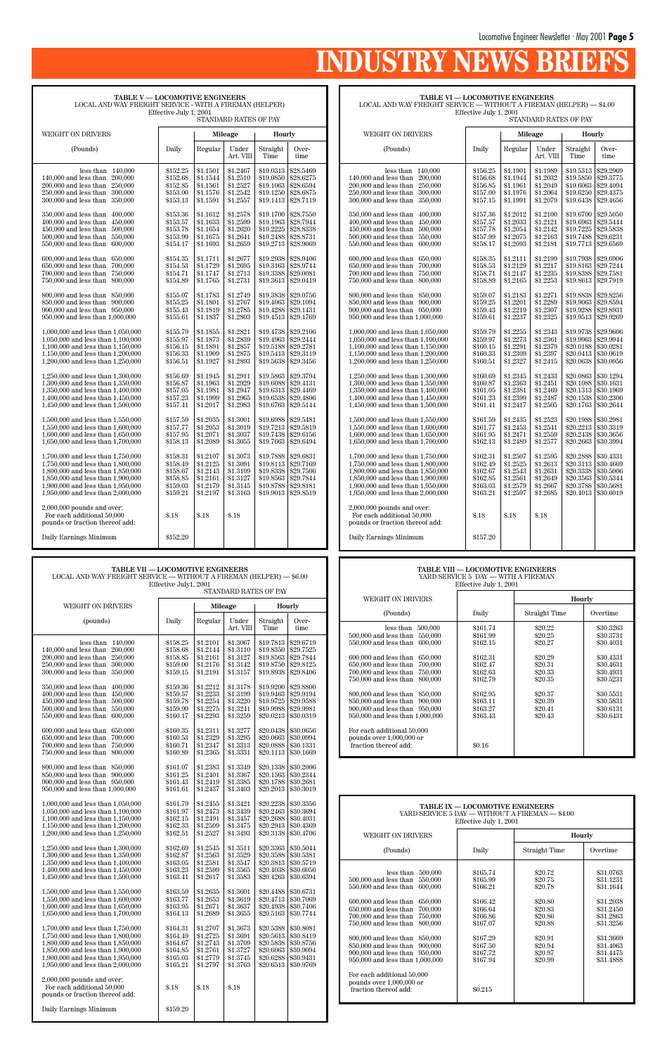# INDUSTRY NEWS BRIEFS

**TABLE V — LOCOMOTIVE ENGINEERS**
LOCAL AND WAY FREIGHT SERVICE - WITH A FIREMAN (HELPER)
Effective July 1, 2001
STANDARD RATES OF PAY

| WEIGHT ON DRIVERS (Pounds) | Daily | Mileage Regular | Mileage Under Art. VIII | Hourly Straight Time | Hourly Overtime |
|---|---|---|---|---|---|
| less than 140,000 | $152.25 | $1.1501 | $1.2467 | $19.0313 | $28.5469 |
| 140,000 and less than 200,000 | $152.68 | $1.1544 | $1.2510 | $19.0850 | $28.6275 |
| 200,000 and less than 250,000 | $152.85 | $1.1561 | $1.2527 | $19.1063 | $28.6594 |
| 250,000 and less than 300,000 | $153.00 | $1.1576 | $1.2542 | $19.1250 | $28.6875 |
| 300,000 and less than 350,000 | $153.13 | $1.1591 | $1.2557 | $19.1413 | $28.7119 |
| 350,000 and less than 400,000 | $153.36 | $1.1612 | $1.2578 | $19.1700 | $28.7550 |
| 400,000 and less than 450,000 | $153.57 | $1.1633 | $1.2599 | $19.1963 | $28.7944 |
| 450,000 and less than 500,000 | $153.78 | $1.1654 | $1.2620 | $19.2225 | $28.8338 |
| 500,000 and less than 550,000 | $153.99 | $1.1675 | $1.2641 | $19.2488 | $28.8731 |
| 550,000 and less than 600,000 | $154.17 | $1.1693 | $1.2659 | $19.2713 | $28.9069 |
| 600,000 and less than 650,000 | $154.35 | $1.1711 | $1.2677 | $19.2938 | $28.9406 |
| 650,000 and less than 700,000 | $154.53 | $1.1729 | $1.2695 | $19.3163 | $28.9744 |
| 700,000 and less than 750,000 | $154.71 | $1.1747 | $1.2713 | $19.3388 | $29.0081 |
| 750,000 and less than 800,000 | $154.89 | $1.1765 | $1.2731 | $19.3613 | $29.0419 |
| 800,000 and less than 850,000 | $155.07 | $1.1783 | $1.2749 | $19.3838 | $29.0756 |
| 850,000 and less than 900,000 | $155.25 | $1.1801 | $1.2767 | $19.4063 | $29.1094 |
| 900,000 and less than 950,000 | $155.43 | $1.1819 | $1.2785 | $19.4288 | $29.1431 |
| 950,000 and less than 1,000,000 | $155.61 | $1.1837 | $1.2803 | $19.4513 | $29.1769 |
| 1,000,000 and less than 1,050,000 | $155.79 | $1.1855 | $1.2821 | $19.4738 | $29.2106 |
| 1,050,000 and less than 1,100,000 | $155.97 | $1.1873 | $1.2839 | $19.4963 | $29.2444 |
| 1,100,000 and less than 1,150,000 | $156.15 | $1.1891 | $1.2857 | $19.5188 | $29.2781 |
| 1,150,000 and less than 1,200,000 | $156.33 | $1.1909 | $1.2875 | $19.5413 | $29.3119 |
| 1,200,000 and less than 1,250,000 | $156.51 | $1.1927 | $1.2893 | $19.5638 | $29.3456 |
| 1,250,000 and less than 1,300,000 | $156.69 | $1.1945 | $1.2911 | $19.5863 | $29.3794 |
| 1,300,000 and less than 1,350,000 | $156.87 | $1.1963 | $1.2929 | $19.6088 | $29.4131 |
| 1,350,000 and less than 1,400,000 | $157.05 | $1.1981 | $1.2947 | $19.6313 | $29.4469 |
| 1,400,000 and less than 1,450,000 | $157.23 | $1.1999 | $1.2965 | $19.6538 | $29.4806 |
| 1,450,000 and less than 1,500,000 | $157.41 | $1.2017 | $1.2983 | $19.6763 | $29.5144 |
| 1,500,000 and less than 1,550,000 | $157.59 | $1.2035 | $1.3001 | $19.6988 | $29.5481 |
| 1,550,000 and less than 1,600,000 | $157.77 | $1.2053 | $1.3019 | $19.7213 | $29.5819 |
| 1,600,000 and less than 1,650,000 | $157.95 | $1.2071 | $1.3037 | $19.7438 | $29.6156 |
| 1,650,000 and less than 1,700,000 | $158.13 | $1.2089 | $1.3055 | $19.7663 | $29.6494 |
| 1,700,000 and less than 1,750,000 | $158.31 | $1.2107 | $1.3073 | $19.7888 | $29.6831 |
| 1,750,000 and less than 1,800,000 | $158.49 | $1.2125 | $1.3091 | $19.8113 | $29.7169 |
| 1,800,000 and less than 1,850,000 | $158.67 | $1.2143 | $1.3109 | $19.8338 | $29.7506 |
| 1,850,000 and less than 1,900,000 | $158.85 | $1.2161 | $1.3127 | $19.8563 | $29.7844 |
| 1,900,000 and less than 1,950,000 | $159.03 | $1.2179 | $1.3145 | $19.8788 | $29.8181 |
| 1,950,000 and less than 2,000,000 | $159.21 | $1.2197 | $1.3163 | $19.9013 | $29.8519 |
| 2,000,000 pounds and over: For each additional 50,000 pounds or fraction thereof add: | $.18 | $.18 | $.18 | | |
| Daily Earnings Minimum | $152.20 | | | | |

**TABLE VI — LOCOMOTIVE ENGINEERS**
LOCAL AND WAY FREIGHT SERVICE — WITHOUT A FIREMAN (HELPER) — $4.00
Effective July 1, 2001
STANDARD RATES OF PAY

| WEIGHT ON DRIVERS (Pounds) | Daily | Mileage Regular | Mileage Under Art. VIII | Hourly Straight Time | Hourly Overtime |
|---|---|---|---|---|---|
| less than 140,000 | $156.25 | $1.1901 | $1.1989 | $19.5313 | $29.2969 |
| 140,000 and less than 200,000 | $156.68 | $1.1944 | $1.2032 | $19.5850 | $29.3775 |
| 200,000 and less than 250,000 | $156.85 | $1.1961 | $1.2049 | $19.6063 | $29.4094 |
| 250,000 and less than 300,000 | $157.00 | $1.1976 | $1.2064 | $19.6250 | $29.4375 |
| 300,000 and less than 350,000 | $157.15 | $1.1991 | $1.2079 | $19.6438 | $29.4656 |
| 350,000 and less than 400,000 | $157.36 | $1.2012 | $1.2100 | $19.6700 | $29.5050 |
| 400,000 and less than 450,000 | $157.57 | $1.2033 | $1.2121 | $19.6963 | $29.5444 |
| 450,000 and less than 500,000 | $157.78 | $1.2054 | $1.2142 | $19.7225 | $29.5838 |
| 500,000 and less than 550,000 | $157.99 | $1.2075 | $1.2163 | $19.7488 | $29.6231 |
| 550,000 and less than 600,000 | $158.17 | $1.2093 | $1.2181 | $19.7713 | $29.6569 |
| 600,000 and less than 650,000 | $158.35 | $1.2111 | $1.2199 | $19.7938 | $29.6906 |
| 650,000 and less than 700,000 | $158.53 | $1.2129 | $1.2217 | $19.8163 | $29.7244 |
| 700,000 and less than 750,000 | $158.71 | $1.2147 | $1.2235 | $19.8388 | $29.7581 |
| 750,000 and less than 800,000 | $158.89 | $1.2165 | $1.2253 | $19.8613 | $29.7919 |
| 800,000 and less than 850,000 | $159.07 | $1.2183 | $1.2271 | $19.8838 | $29.8256 |
| 850,000 and less than 900,000 | $159.25 | $1.2201 | $1.2289 | $19.9063 | $29.8594 |
| 900,000 and less than 950,000 | $159.43 | $1.2219 | $1.2307 | $19.9288 | $29.8931 |
| 950,000 and less than 1,000,000 | $159.61 | $1.2237 | $1.2325 | $19.9513 | $29.9269 |
| 1,000,000 and less than 1,050,000 | $159.79 | $1.2255 | $1.2343 | $19.9738 | $29.9606 |
| 1,050,000 and less than 1,100,000 | $159.97 | $1.2273 | $1.2361 | $19.9963 | $29.9944 |
| 1,100,000 and less than 1,150,000 | $160.15 | $1.2291 | $1.2379 | $20.0188 | $30.0281 |
| 1,150,000 and less than 1,200,000 | $160.33 | $1.2309 | $1.2397 | $20.0413 | $30.0619 |
| 1,200,000 and less than 1,250,000 | $160.51 | $1.2327 | $1.2415 | $20.0638 | $30.0956 |
| 1,250,000 and less than 1,300,000 | $160.69 | $1.2345 | $1.2433 | $20.0863 | $30.1294 |
| 1,300,000 and less than 1,350,000 | $160.87 | $1.2363 | $1.2451 | $20.1088 | $30.1631 |
| 1,350,000 and less than 1,400,000 | $161.05 | $1.2381 | $1.2469 | $20.1313 | $30.1969 |
| 1,400,000 and less than 1,450,000 | $161.23 | $1.2399 | $1.2487 | $20.1538 | $30.2306 |
| 1,450,000 and less than 1,500,000 | $161.41 | $1.2417 | $1.2505 | $20.1763 | $30.2644 |
| 1,500,000 and less than 1,550,000 | $161.59 | $1.2435 | $1.2523 | $20.1988 | $30.2981 |
| 1,550,000 and less than 1,600,000 | $161.77 | $1.2453 | $1.2541 | $20.2213 | $30.3319 |
| 1,600,000 and less than 1,650,000 | $161.95 | $1.2471 | $1.2559 | $20.2438 | $30.3656 |
| 1,650,000 and less than 1,700,000 | $162.13 | $1.2489 | $1.2577 | $20.2663 | $30.3994 |
| 1,700,000 and less than 1,750,000 | $162.31 | $1.2507 | $1.2595 | $20.2888 | $30.4331 |
| 1,750,000 and less than 1,800,000 | $162.49 | $1.2525 | $1.2613 | $20.3113 | $30.4669 |
| 1,800,000 and less than 1,850,000 | $162.67 | $1.2543 | $1.2631 | $20.3338 | $30.5006 |
| 1,850,000 and less than 1,900,000 | $162.85 | $1.2561 | $1.2649 | $20.3563 | $30.5344 |
| 1,900,000 and less than 1,950,000 | $163.03 | $1.2579 | $1.2667 | $20.3788 | $30.5681 |
| 1,950,000 and less than 2,000,000 | $163.21 | $1.2597 | $1.2685 | $20.4013 | $30.6019 |
| 2,000,000 pounds and over: For each additional 50,000 pounds or fraction thereof add: | $.18 | $.18 | $.18 | | |
| Daily Earnings Minimum | $157.20 | | | | |

**TABLE VII — LOCOMOTIVE ENGINEERS**
LOCAL AND WAY FREIGHT SERVICE — WITHOUT A FIREMAN (HELPER) — $6.00
Effective July1, 2001
STANDARD RATES OF PAY

| WEIGHT ON DRIVERS (pounds) | Daily | Mileage Regular | Mileage Under Art. VIII | Hourly Straight Time | Hourly Over-time |
|---|---|---|---|---|---|
| less than 140,000 | $158.25 | $1.2101 | $1.3067 | $19.7813 | $29.6719 |
| 140,000 and less than 200,000 | $158.68 | $1.2144 | $1.3110 | $19.8350 | $29.7525 |
| 200,000 and less than 250,000 | $158.85 | $1.2161 | $1.3127 | $19.8563 | $29.7844 |
| 250,000 and less than 300,000 | $159.00 | $1.2176 | $1.3142 | $19.8750 | $29.8125 |
| 300,000 and less than 350,000 | $159.15 | $1.2191 | $1.3157 | $19.8938 | $29.8406 |
| 350,000 and less than 400,000 | $159.36 | $1.2212 | $1.3178 | $19.9200 | $29.8800 |
| 400,000 and less than 450,000 | $159.57 | $1.2233 | $1.3199 | $19.9463 | $29.9194 |
| 450,000 and less than 500,000 | $159.78 | $1.2254 | $1.3220 | $19.9725 | $29.9588 |
| 500,000 and less than 550,000 | $159.99 | $1.2275 | $1.3241 | $19.9988 | $29.9981 |
| 550,000 and less than 600,000 | $160.17 | $1.2293 | $1.3259 | $20.0213 | $30.0319 |
| 600,000 and less than 650,000 | $160.35 | $1.2311 | $1.3277 | $20.0438 | $30.0656 |
| 650,000 and less than 700,000 | $160.53 | $1.2329 | $1.3295 | $20.0663 | $30.0994 |
| 700,000 and less than 750,000 | $160.71 | $1.2347 | $1.3313 | $20.0888 | $30.1331 |
| 750,000 and less than 800,000 | $160.89 | $1.2365 | $1.3331 | $20.1113 | $30.1669 |
| 800,000 and less than 850,000 | $161.07 | $1.2383 | $1.3349 | $20.1338 | $30.2006 |
| 850,000 and less than 900,000 | $161.25 | $1.2401 | $1.3367 | $20.1563 | $30.2344 |
| 900,000 and less than 950,000 | $161.43 | $1.2419 | $1.3385 | $20.1788 | $30.2681 |
| 950,000 and less than 1,000,000 | $161.61 | $1.2437 | $1.3403 | $20.2013 | $30.3019 |
| 1,000,000 and less than 1,050,000 | $161.79 | $1.2455 | $1.3421 | $20.2238 | $30.3356 |
| 1,050,000 and less than 1,100,000 | $161.97 | $1.2473 | $1.3439 | $20.2463 | $30.3694 |
| 1,100,000 and less than 1,150,000 | $162.15 | $1.2491 | $1.3457 | $20.2688 | $30.4031 |
| 1,150,000 and less than 1,200,000 | $162.33 | $1.2509 | $1.3475 | $20.2913 | $30.4369 |
| 1,200,000 and less than 1,250,000 | $162.51 | $1.2527 | $1.3493 | $20.3138 | $30.4706 |
| 1,250,000 and less than 1,300,000 | $162.69 | $1.2545 | $1.3511 | $20.3363 | $30.5044 |
| 1,300,000 and less than 1,350,000 | $162.87 | $1.2563 | $1.3529 | $20.3588 | $30.5381 |
| 1,350,000 and less than 1,400,000 | $163.05 | $1.2581 | $1.3547 | $20.3813 | $30.5719 |
| 1,400,000 and less than 1,450,000 | $163.23 | $1.2599 | $1.3565 | $20.4038 | $30.6056 |
| 1,450,000 and less than 1,500,000 | $163.41 | $1.2617 | $1.3583 | $20.4263 | $30.6394 |
| 1,500,000 and less than 1,550,000 | $163.59 | $1.2635 | $1.3601 | $20.4488 | $30.6731 |
| 1,550,000 and less than 1,600,000 | $163.77 | $1.2653 | $1.3619 | $20.4713 | $30.7069 |
| 1,600,000 and less than 1,650,000 | $163.95 | $1.2671 | $1.3637 | $20.4938 | $30.7406 |
| 1,650,000 and less than 1,700,000 | $164.13 | $1.2689 | $1.3655 | $20.5163 | $30.7744 |
| 1,700,000 and less than 1,750,000 | $164.31 | $1.2707 | $1.3673 | $20.5388 | $30.8081 |
| 1,750,000 and less than 1,800,000 | $164.49 | $1.2725 | $1.3691 | $20.5613 | $30.8419 |
| 1,800,000 and less than 1,850,000 | $164.67 | $1.2743 | $1.3709 | $20.5838 | $30.8756 |
| 1,850,000 and less than 1,900,000 | $164.85 | $1.2761 | $1.3727 | $20.6063 | $30.9094 |
| 1,900,000 and less than 1,950,000 | $165.03 | $1.2779 | $1.3745 | $20.6288 | $30.9431 |
| 1,950,000 and less than 2,000,000 | $165.21 | $1.2797 | $1.3763 | $20.6513 | $30.9769 |
| 2,000,000 pounds and over: For each additional 50,000 pounds or fraction thereof add: | $.18 | $.18 | $.18 | | |
| Daily Earnings Minimum | $159.20 | | | | |

**TABLE VIII — LOCOMOTIVE ENGINEERS**
YARD SERVICE 5 DAY — WITH A FIREMAN
Effective July 1, 2001

| WEIGHT ON DRIVERS (Pounds) | Daily | Hourly Straight Time | Hourly Overtime |
|---|---|---|---|
| less than 500,000 | $161.74 | $20.22 | $30.3263 |
| 500,000 and less than 550,000 | $161.99 | $20.25 | $30.3731 |
| 550,000 and less than 600,000 | $162.15 | $20.27 | $30.4031 |
| 600,000 and less than 650,000 | $162.31 | $20.29 | $30.4331 |
| 650,000 and less than 700,000 | $162.47 | $20.31 | $30.4631 |
| 700,000 and less than 750,000 | $162.63 | $20.33 | $30.4931 |
| 750,000 and less than 800,000 | $162.79 | $20.35 | $30.5231 |
| 800,000 and less than 850,000 | $162.95 | $20.37 | $30.5531 |
| 850,000 and less than 900,000 | $163.11 | $20.39 | $30.5831 |
| 900,000 and less than 950,000 | $163.27 | $20.41 | $30.6131 |
| 950,000 and less than 1,000,000 | $163.43 | $20.43 | $30.6431 |
| For each additional 50,000 pounds over 1,000,000 or fraction thereof add: | $0.16 | | |

**TABLE IX — LOCOMOTIVE ENGINEERS**
YARD SERVICE 5 DAY — WITHOUT A FIREMAN — $4.00
Effective July 1, 2001

| WEIGHT ON DRIVERS (Pounds) | Daily | Hourly Straight Time | Hourly Overtime |
|---|---|---|---|
| less than 500,000 | $165.74 | $20.72 | $31.0763 |
| 500,000 and less than 550,000 | $165.99 | $20.75 | $31.1231 |
| 550,000 and less than 600,000 | $166.21 | $20.78 | $31.1644 |
| 600,000 and less than 650,000 | $166.42 | $20.80 | $31.2038 |
| 650,000 and less than 700,000 | $166.64 | $20.83 | $31.2450 |
| 700,000 and less than 750,000 | $166.86 | $20.86 | $31.2863 |
| 750,000 and less than 800,000 | $167.07 | $20.88 | $31.3256 |
| 800,000 and less than 850,000 | $167.29 | $20.91 | $31.3669 |
| 850,000 and less than 900,000 | $167.50 | $20.94 | $31.4063 |
| 900,000 and less than 950,000 | $167.72 | $20.97 | $31.4475 |
| 950,000 and less than 1,000,000 | $167.94 | $20.99 | $31.4888 |
| For each additional 50,000 pounds over 1,000,000 or fraction thereof add: | $0.215 | | |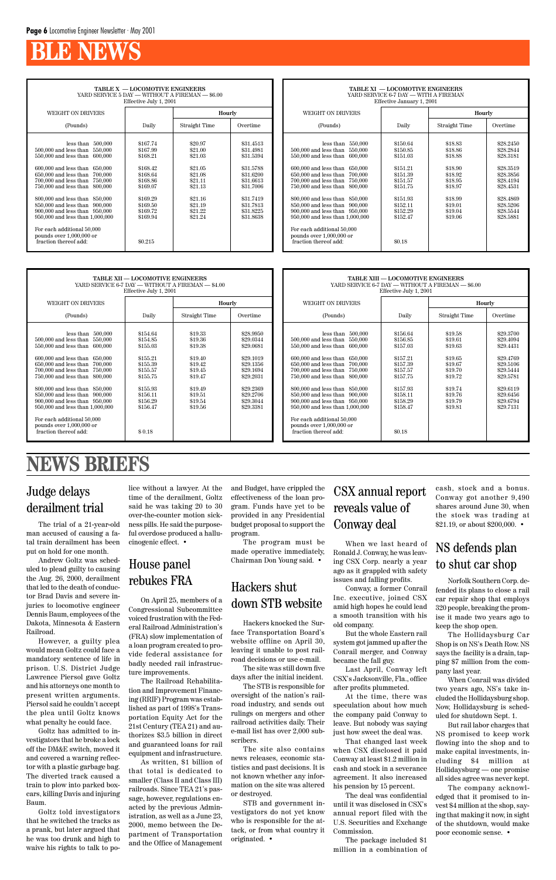# BLE NEWS

| TABLE X — LOCOMOTIVE ENGINEERS YARD SERVICE 5 DAY — WITHOUT A FIREMAN — $6.00 Effective July 1, 2001 | | | |
|---|---|---|---|
| WEIGHT ON DRIVERS | | Hourly | |
| (Pounds) | Daily | Straight Time | Overtime |
| less than 500,000 | $167.74 | $20.97 | $31.4513 |
| 500,000 and less than 550,000 | $167.99 | $21.00 | $31.4981 |
| 550,000 and less than 600,000 | $168.21 | $21.03 | $31.5394 |
| 600,000 and less than 650,000 | $168.42 | $21.05 | $31.5788 |
| 650,000 and less than 700,000 | $168.64 | $21.08 | $31.6200 |
| 700,000 and less than 750,000 | $168.86 | $21.11 | $31.6613 |
| 750,000 and less than 800,000 | $169.07 | $21.13 | $31.7006 |
| 800,000 and less than 850,000 | $169.29 | $21.16 | $31.7419 |
| 850,000 and less than 900,000 | $169.50 | $21.19 | $31.7813 |
| 900,000 and less than 950,000 | $169.72 | $21.22 | $31.8225 |
| 950,000 and less than 1,000,000 | $169.94 | $21.24 | $31.8638 |
| For each additional 50,000 pounds over 1,000,000 or fraction thereof add: | $0.215 | | |

| TABLE XI — LOCOMOTIVE ENGINEERS YARD SERVICE 6-7 DAY — WITH A FIREMAN Effective January 1, 2001 | | | |
|---|---|---|---|
| WEIGHT ON DRIVERS | | Hourly | |
| (Pounds) | Daily | Straight Time | Overtime |
| less than 550,000 | $150.64 | $18.83 | $28.2450 |
| 500,000 and less than 550,000 | $150.85 | $18.86 | $28.2844 |
| 550,000 and less than 600,000 | $151.03 | $18.88 | $28.3181 |
| 600,000 and less than 650,000 | $151.21 | $18.90 | $28.3519 |
| 650,000 and less than 700,000 | $151.39 | $18.92 | $28.3856 |
| 700,000 and less than 750,000 | $151.57 | $18.95 | $28.4194 |
| 750,000 and less than 800,000 | $151.75 | $18.97 | $28.4531 |
| 800,000 and less than 850,000 | $151.93 | $18.99 | $28.4869 |
| 850,000 and less than 900,000 | $152.11 | $19.01 | $28.5206 |
| 900,000 and less than 950,000 | $152.29 | $19.04 | $28.5544 |
| 950,000 and less than 1,000,000 | $152.47 | $19.06 | $28.5881 |
| For each additional 50,000 pounds over 1,000,000 or fraction thereof add: | $0.18 | | |

| TABLE XII — LOCOMOTIVE ENGINEERS YARD SERVICE 6-7 DAY — WITHOUT A FIREMAN — $4.00 Effective July 1, 2001 | | | |
|---|---|---|---|
| WEIGHT ON DRIVERS | | Hourly | |
| (Pounds) | Daily | Straight Time | Overtime |
| less than 500,000 | $154.64 | $19.33 | $28.9950 |
| 500,000 and less than 550,000 | $154.85 | $19.36 | $29.0344 |
| 550,000 and less than 600,000 | $155.03 | $19.38 | $29.0681 |
| 600,000 and less than 650,000 | $155.21 | $19.40 | $29.1019 |
| 650,000 and less than 700,000 | $155.39 | $19.42 | $29.1356 |
| 700,000 and less than 750,000 | $155.57 | $19.45 | $29.1694 |
| 750,000 and less than 800,000 | $155.75 | $19.47 | $29.2031 |
| 800,000 and less than 850,000 | $155.93 | $19.49 | $29.2369 |
| 850,000 and less than 900,000 | $156.11 | $19.51 | $29.2706 |
| 900,000 and less than 950,000 | $156.29 | $19.54 | $29.3044 |
| 950,000 and less than 1,000,000 | $156.47 | $19.56 | $29.3381 |
| For each additional 50,000 pounds over 1,000,000 or fraction thereof add: | $ 0.18 | | |

| TABLE XIII — LOCOMOTIVE ENGINEERS YARD SERVICE 6-7 DAY — WITHOUT A FIREMAN — $6.00 Effective July 1, 2001 | | | |
|---|---|---|---|
| WEIGHT ON DRIVERS | | Hourly | |
| (Pounds) | Daily | Straight Time | Overtime |
| less than 500,000 | $156.64 | $19.58 | $29.3700 |
| 500,000 and less than 550,000 | $156.85 | $19.61 | $29.4094 |
| 550,000 and less than 600,000 | $157.03 | $19.63 | $29.4431 |
| 600,000 and less than 650,000 | $157.21 | $19.65 | $29.4769 |
| 650,000 and less than 700,000 | $157.39 | $19.67 | $29.5106 |
| 700,000 and less than 750,000 | $157.57 | $19.70 | $29.5444 |
| 750,000 and less than 800,000 | $157.75 | $19.72 | $29.5781 |
| 800,000 and less than 850,000 | $157.93 | $19.74 | $29.6119 |
| 850,000 and less than 900,000 | $158.11 | $19.76 | $29.6456 |
| 900,000 and less than 950,000 | $158.29 | $19.79 | $29.6794 |
| 950,000 and less than 1,000,000 | $158.47 | $19.81 | $29.7131 |
| For each additional 50,000 pounds over 1,000,000 or fraction thereof add: | $0.18 | | |

# NEWS BRIEFS

## Judge delays derailment trial

The trial of a 21-year-old man accused of causing a fatal train derailment has been put on hold for one month.

Andrew Goltz was scheduled to plead guilty to causing the Aug. 26, 2000, derailment that led to the death of conductor Brad Davis and severe injuries to locomotive engineer Dennis Baum, employees of the Dakota, Minnesota & Eastern Railroad.

However, a guilty plea would mean Goltz could face a mandatory sentence of life in prison. U.S. District Judge Lawrence Piersol gave Goltz and his attorneys one month to present written arguments. Piersol said he couldn't accept the plea until Goltz knows what penalty he could face.

Goltz has admitted to investigators that he broke a lock off the DM&E switch, moved it and covered a warning reflector with a plastic garbage bag. The diverted track caused a train to plow into parked boxcars, killing Davis and injuring Baum.

Goltz told investigators that he switched the tracks as a prank, but later argued that he was too drunk and high to waive his rights to talk to police without a lawyer. At the time of the derailment, Goltz said he was taking 20 to 30 over-the-counter motion sickness pills. He said the purposeful overdose produced a hallucinogenic effect. •

## House panel rebukes FRA

On April 25, members of a Congressional Subcommittee voiced frustration with the Federal Railroad Administration's (FRA) slow implementation of a loan program created to provide federal assistance for badly needed rail infrastructure improvements.

The Railroad Rehabilitation and Improvement Financing (RRIF) Program was established as part of 1998's Transportation Equity Act for the 21st Century (TEA 21) and authorizes $3.5 billion in direct and guaranteed loans for rail equipment and infrastructure.

As written, $1 billion of that total is dedicated to smaller (Class II and Class III) railroads. Since TEA 21's passage, however, regulations enacted by the previous Administration, as well as a June 23, 2000, memo between the Department of Transportation and the Office of Management and Budget, have crippled the effectiveness of the loan program. Funds have yet to be provided in any Presidential budget proposal to support the program.

The program must be made operative immediately, Chairman Don Young said. •

## Hackers shut down STB website

Hackers knocked the Surface Transportation Board's website offline on April 30, leaving it unable to post railroad decisions or use e-mail.

The site was still down five days after the initial incident.

The STB is responsible for oversight of the nation's railroad industry, and sends out rulings on mergers and other railroad activities daily. Their e-mail list has over 2,000 subscribers.

The site also contains news releases, economic statistics and past decisions. It is not known whether any information on the site was altered or destroyed.

STB and government investigators do not yet know who is responsible for the attack, or from what country it originated. •

## CSX annual report reveals value of Conway deal

When we last heard of Ronald J. Conway, he was leaving CSX Corp. nearly a year ago as it grappled with safety issues and falling profits.

Conway, a former Conrail Inc. executive, joined CSX amid high hopes he could lead a smooth transition with his old company.

But the whole Eastern rail system got jammed up after the Conrail merger, and Conway became the fall guy.

Last April, Conway left CSX's Jacksonville, Fla., office after profits plummeted.

At the time, there was speculation about how much the company paid Conway to leave. But nobody was saying just how sweet the deal was.

That changed last week when CSX disclosed it paid Conway at least $1.2 million in cash and stock in a severance agreement. It also increased his pension by 15 percent.

The deal was confidential until it was disclosed in CSX's annual report filed with the U.S. Securities and Exchange Commission.

The package included $1 million in a combination of cash, stock and a bonus. Conway got another 9,490 shares around June 30, when the stock was trading at $21.19, or about $200,000. •

## NS defends plan to shut car shop

Norfolk Southern Corp. defended its plans to close a rail car repair shop that employs 320 people, breaking the promise it made two years ago to keep the shop open.

The Hollidaysburg Car Shop is on NS's Death Row. NS says the facility is a drain, tapping $7 million from the company last year.

When Conrail was divided two years ago, NS's take included the Hollidaysburg shop. Now, Hollidaysburg is scheduled for shutdown Sept. 1.

But rail labor charges that NS promised to keep work flowing into the shop and to make capital investments, including $4 million at Hollidaysburg — one promise all sides agree was never kept.

The company acknowledged that it promised to invest $4 million at the shop, saying that making it now, in sight of the shutdown, would make poor economic sense. •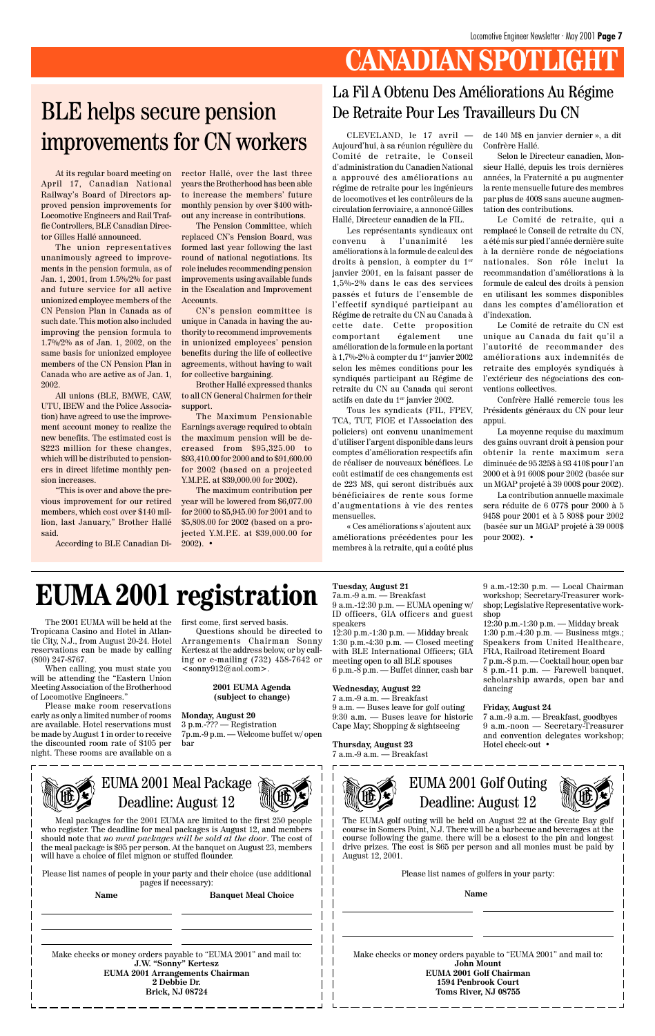# CANADIAN SPOTLIGHT

## BLE helps secure pension improvements for CN workers

At its regular board meeting on April 17, Canadian National Railway's Board of Directors approved pension improvements for Locomotive Engineers and Rail Traffic Controllers, BLE Canadian Director Gilles Hallé announced.

The union representatives unanimously agreed to improvements in the pension formula, as of Jan. 1, 2001, from 1.5%/2% for past and future service for all active unionized employee members of the CN Pension Plan in Canada as of such date. This motion also included improving the pension formula to 1.7%/2% as of Jan. 1, 2002, on the same basis for unionized employee members of the CN Pension Plan in Canada who are active as of Jan. 1, 2002.

All unions (BLE, BMWE, CAW, UTU, IBEW and the Police Association) have agreed to use the improvement account money to realize the new benefits. The estimated cost is $223 million for these changes, which will be distributed to pensioners in direct lifetime monthly pension increases.

"This is over and above the previous improvement for our retired members, which cost over $140 million, last January," Brother Hallé said.

According to BLE Canadian Director Hallé, over the last three years the Brotherhood has been able to increase the members' future monthly pension by over $400 without any increase in contributions.

The Pension Committee, which replaced CN's Pension Board, was formed last year following the last round of national negotiations. Its role includes recommending pension improvements using available funds in the Escalation and Improvement Accounts.

CN's pension committee is unique in Canada in having the authority to recommend improvements in unionized employees' pension benefits during the life of collective agreements, without having to wait for collective bargaining.

Brother Hallé expressed thanks to all CN General Chairmen for their support.

The Maximum Pensionable Earnings average required to obtain the maximum pension will be decreased from $95,325.00 to $93,410.00 for 2000 and to $91,600.00 for 2002 (based on a projected Y.M.P.E. at $39,000.00 for 2002).

The maximum contribution per year will be lowered from $6,077.00 for 2000 to $5,945.00 for 2001 and to $5,808.00 for 2002 (based on a projected Y.M.P.E. at $39,000.00 for 2002). •

## La Fil A Obtenu Des Améliorations Au Régime De Retraite Pour Les Travailleurs Du CN

CLEVELAND, le 17 avril — Aujourd'hui, à sa réunion régulière du Comité de retraite, le Conseil d'administration du Canadien National a approuvé des améliorations au régime de retraite pour les ingénieurs de locomotives et les contrôleurs de la circulation ferroviaire, a annoncé Gilles Hallé, Directeur canadien de la FIL.

Les représentants syndicaux ont convenu à l'unanimité les améliorations à la formule de calcul des droits à pension, à compter du 1er janvier 2001, en la faisant passer de 1,5%-2% dans le cas des services passés et futurs de l'ensemble de l'effectif syndiqué participant au Régime de retraite du CN au Canada à cette date. Cette proposition comportant également une amélioration de la formule en la portant à 1,7%-2% à compter du 1er janvier 2002 selon les mêmes conditions pour les syndiqués participant au Régime de retraite du CN au Canada qui seront actifs en date du 1er janvier 2002.

Tous les syndicats (FIL, FPEV, TCA, TUT, FIOE et l'Association des policiers) ont convenu unanimement d'utiliser l'argent disponible dans leurs comptes d'amélioration respectifs afin de réaliser de nouveaux bénéfices. Le coût estimatif de ces changements est de 223 M$, qui seront distribués aux bénéficiaires de rente sous forme d'augmentations à vie des rentes mensuelles.

« Ces améliorations s'ajoutent aux améliorations précédentes pour les membres à la retraite, qui a coûté plus de 140 M$ en janvier dernier », a dit Confrère Hallé.

Selon le Directeur canadien, Monsieur Hallé, depuis les trois dernières années, la Fraternité a pu augmenter la rente mensuelle future des membres par plus de 400$ sans aucune augmentation des contributions.

Le Comité de retraite, qui a remplacé le Conseil de retraite du CN, a été mis sur pied l'année dernière suite à la dernière ronde de négociations nationales. Son rôle inclut la recommandation d'améliorations à la formule de calcul des droits à pension en utilisant les sommes disponibles dans les comptes d'amélioration et d'indexation.

Le Comité de retraite du CN est unique au Canada du fait qu'il a l'autorité de recommander des améliorations aux indemnités de retraite des employés syndiqués à l'extérieur des négociations des conventions collectives.

Confrère Hallé remercie tous les Présidents généraux du CN pour leur appui.

La moyenne requise du maximum des gains ouvrant droit à pension pour obtenir la rente maximum sera diminuée de 95 325$ à 93 410$ pour l'an 2000 et à 91 600$ pour 2002 (basée sur un MGAP projeté à 39 000$ pour 2002).

La contribution annuelle maximale sera réduite de 6 077$ pour 2000 à 5 945$ pour 2001 et à 5 808$ pour 2002 (basée sur un MGAP projeté à 39 000$ pour 2002). •

---

# EUMA 2001 registration

The 2001 EUMA will be held at the Tropicana Casino and Hotel in Atlantic City, N.J., from August 20-24. Hotel reservations can be made by calling (800) 247-8767.

When calling, you must state you will be attending the "Eastern Union Meeting Association of the Brotherhood of Locomotive Engineers."

Please make room reservations early as only a limited number of rooms are available. Hotel reservations must be made by August 1 in order to receive the discounted room rate of $105 per night. These rooms are available on a first come, first served basis.

Questions should be directed to Arrangements Chairman Sonny Kertesz at the address below, or by calling or e-mailing (732) 458-7642 or <sonny912@aol.com>.

**2001 EUMA Agenda (subject to change)**

**Monday, August 20**
3 p.m.-??? — Registration
7p.m.-9 p.m. — Welcome buffet w/ open bar

**Tuesday, August 21**
7a.m.-9 a.m. — Breakfast
9 a.m.-12:30 p.m. — EUMA opening w/ ID officers, GIA officers and guest speakers
12:30 p.m.-1:30 p.m. — Midday break
1:30 p.m.-4:30 p.m. — Closed meeting with BLE International Officers; GIA meeting open to all BLE spouses
6 p.m.-8 p.m. — Buffet dinner, cash bar

**Wednesday, August 22**
7 a.m.-9 a.m. — Breakfast
9 a.m. — Buses leave for golf outing
9:30 a.m. — Buses leave for historic Cape May; Shopping & sightseeing

**Thursday, August 23**
7 a.m.-9 a.m. — Breakfast
9 a.m.-12:30 p.m. — Local Chairman workshop; Secretary-Treasurer workshop; Legislative Representative workshop
12:30 p.m.-1:30 p.m. — Midday break
1:30 p.m.-4:30 p.m. — Business mtgs.; Speakers from United Healthcare, FRA, Railroad Retirement Board
7 p.m.-8 p.m. — Cocktail hour, open bar
8 p.m.-11 p.m. — Farewell banquet, scholarship awards, open bar and dancing

**Friday, August 24**
7 a.m.-9 a.m. — Breakfast, goodbyes
9 a.m.-noon — Secretary-Treasurer and convention delegates workshop; Hotel check-out •

---

### EUMA 2001 Meal Package Deadline: August 12

Meal packages for the 2001 EUMA are limited to the first 250 people who register. The deadline for meal packages is August 12, and members should note that *no meal packages will be sold at the door*. The cost of the meal package is $95 per person. At the banquet on August 23, members will have a choice of filet mignon or stuffed flounder.

Please list names of people in your party and their choice (use additional pages if necessary):

| Name | Banquet Meal Choice |
|---|---|
| | |
| | |
| | |

Make checks or money orders payable to "EUMA 2001" and mail to:
**J.W. "Sonny" Kertesz**
**EUMA 2001 Arrangements Chairman**
**2 Debbie Dr.**
**Brick, NJ 08724**

---

### EUMA 2001 Golf Outing Deadline: August 12

The EUMA golf outing will be held on August 22 at the Greate Bay golf course in Somers Point, N.J. There will be a barbecue and beverages at the course following the game. there will be a closest to the pin and longest drive prizes. The cost is $65 per person and all monies must be paid by August 12, 2001.

Please list names of golfers in your party:

**Name**

Make checks or money orders payable to "EUMA 2001" and mail to:
**John Mount**
**EUMA 2001 Golf Chairman**
**1594 Penbrook Court**
**Toms River, NJ 08755**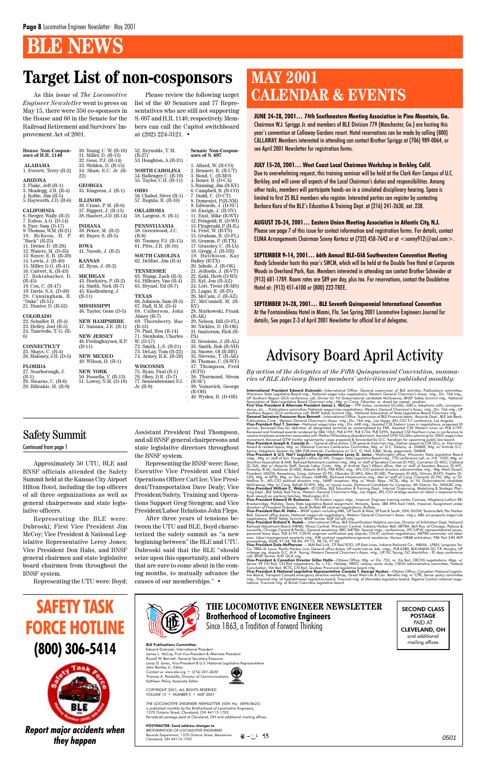# BLE NEWS

## Target List of non-cosponsors

As this issue of *The Locomotive Engineer Newsletter* went to press on May 15, there were 356 co-sponsors in the House and 60 in the Senate for the Railroad Retirement and Survivors' Improvement Act of 2001.

Please review the following target list of the 40 Senators and 77 Representatives who are still not supporting S. 697 and H.R. 1140, respectively. Members can call the Capitol switchboard at (202) 224-3121. •

**House Non-Cosponsors of H.R. 1140**

**ALABAMA**
1. Everett, Terry (R-2)

**ARIZONA**
2. Flake, Jeff (R-1)
3. Shadegg, J.B. (R-4)
4. Kolbe, Jim (R-5)
5. Hayworth, J.D. (R-6)

**CALIFORNIA**
6. Herger, Wally (R-2)
7. Eshoo, A.G. (D-14)
8. Farr, Sam (D-17)
9. Thomas, W.M. (R-21)
10. McKeon, H. P. "Buck" (R-25)
11. Dreier, D. (R-28)
12. Waters, M. (D-35)
13. Royce, E. R. (R-39)
14. Lewis, J. (R-40)
15. Miller, G.G. (R-41)
16. Calvert, K. (R-43)
17. Rohrabacher, D. (R-45)
18. Cox, C. (R-47)
19. Davis, S.A. (D-49)
20. Cunningham, R. "Duke" (R-51)
21. Hunter, D. (R-52)

**COLORADO**
22. Schaffer, B. (R-4)
23. Hefley, Joel (R-5)
24. Tancredo, T. G. (R-6)

**CONNECTICUT**
25. Shays, C. (R-4)
26. Maloney, J.H. (D-5)

**FLORIDA**
27. Scarborough, J. (R-1)
28. Stearns, C. (R-6)
29. Bilirakis, M. (R-9)
30. Young, C. W. (R-10)
31. Miller, D. (R-13)
32. Goss, P.J. (R-14)
33. Weldon, D. (R-15)
34. Shaw, E.C. Jr. (R-22)

**GEORGIA**
35. Kingston, J. (R-1)

**ILLINOIS**
36. Crane, P. M. (R-8)
37. Biggert, J. (R-13)
38. Hastert, J.D. (R-14)

**INDIANA**
39. Pence, M. (R-2)
40. Buyer, S. (R-5)

**IOWA**
41. Nussle, J. (R-2)

**KANSAS**
42. Ryun, J. (R-2)

**MICHIGAN**
43. Hoekstra, P. (R-2)
44. Smith, Nick (R-7)
45. Knollenberg, J. (R-11)

**MISSISSIPPI**
46. Taylor, Gene (D-5)

**NEW HAMPSHIRE**
47. Sununu, J.E. (R-1)

**NEW JERSEY**
48. Frelinghuysen, R.P. (R-11)

**NEW MEXICO**
49. Wilson, H. (R-1)

**NEW YORK**
50. Fossella, V. (R-13)
51. Lowey, N.M. (D-18)
52. Reynolds, T. M. (R-27)
53. Houghton, A.(R-31)

**NORTH CAROLINA**
54. Ballenger, C. (R-10)
55. Taylor, C.H. (R-11)

**OHIO**
56. Chabot, Steve (R-1)
57. Regula, R. (R-16)

**OKLAHOMA**
58. Largent, S. (R-1)

**PENNSYLVANIA**
59. Greenwood, J.C. (R-8)
60. Toomey, P.J. (R-15)
61. Pitts, J.R. (R-16)

**SOUTH CAROLINA**
62. DeMint, Jim (R-4)

**TENNESSEE**
63. Wamp, Zach (R-3)
64. Hilleary, Van (R-4)
65. Bryant, Ed (R-7)

**TEXAS**
66. Johnson, Sam (R-3)
67. Hall, R.M. (D-4)
68. Culberson, John Abney (R-7)
69. Thornberry, Mac (R-13)
70. Paul, Ron (R-14)
71. Stenholm, Charles W. (D-17)
72. Smith, L.S. (R-21)
73. DeLay, Tom (R-22)
74. Armey, R.K. (R-26)

**WISCONSIN**
75. Ryan, Paul (R-1)
76. Obey, D.R. (D-7)
77. Sensenbrenner, F.J. Jr. (R-9)

**Senate Non-Cosponsors of S. 697**
1. Allard, W. (R-CO)
2. Bennett, R. (R-UT)
3. Bond, C. (R-MO)
4. Boxer, B. (D-CA)
5. Bunning, Jim (R-KY)
6. Campbell, B. (R-CO)
7. Dodd, C. (D-CT)
8. Domenici, P.(R-NM)
9. Edwards, J. (D-NC)
10. Ensign, J. (R-NV)
11. Enzi, Mike (R-WY)
12. Feingold, R. (D-WI)
13. Fitzgerald, P. (R-IL)
14. Frist, W. (R-TN)
15. Graham, B. (D-FL)
16. Gramm, P. (R-TX)
17. Grassley, C. (R-IA)
18. Gregg, J. (R-NH)
19. Hutchison, Kay Bailey (R-TX)
20. Inhofe, J. (R-OK)
21. Jeffords, J. (R-VT)
22. Kohl, Herb (D-WI)
23. Kyl, Jon (R-AZ)
24. Lott, Trent (R-MS)
25. Lugar, R. (R-IN)
26. McCain, J. (R-AZ)
27. McConnell, M. (R-KY)
28. Murkowski, Frank (R-AK)
29. Nelson, Bill (D-FL)
30. Nickles, D. (R-OK)
31. Santorum, Rick (R-PA)
32. Sessions, J. (R-AL)
33. Smith, Bob (R-NH)
34. Snowe, Ol (R-ME)
35. Stevens, T. (R-AK)
36. Thomas, C. (R-WY)
37. Thompson, Fred (R-TN)
38. Thurmond, Strom (R-SC)
39. Voinovich, George (R-OH)
40. Wyden, R. (D-OR)

## MAY 2001 CALENDAR & EVENTS

**JUNE 24-28, 2001… 74th Southeastern Meeting Association in Pine Mountain, Ga.**
Chairman W.J. Spriggs Jr. and members of BLE Division 779 (Manchester, Ga.) are hosting this year's convention at Calloway Gardens resort. Hotel reservations can be made by calling (800) CALLAWAY. Members interested in attending can contact Brother Spriggs at (706) 989-0064, or see April 2001 Newsletter for registration forms.

**JULY 15-20, 2001… West Coast Local Chairman Workshop in Berkley, Calif.**
Due to overwhelming request, this training seminar will be held at the Clark Kerr Campus of U.C. Berkley, and will cover all aspects of the Local Chairman's duties and responsibilities. Among other tasks, members will participate hands-on in a simulated disciplinary hearing. Space is limited to first 25 BLE members who register. Interested parties can register by contacting Barbara Kara of the BLE's Education & Training Dept. at (216) 241-2630, ext. 238.

**AUGUST 20-24, 2001… Eastern Union Meeting Association in Atlantic City, N.J.**
Please see page 7 of this issue for contact information and registration forms. For details, contact EUMA Arrangements Chairman Sonny Kertesz at (732) 458-7642 or at <sonny912@aol.com>.

**SEPTEMBER 9-14, 2001… 66th Annual BLE-GIA Southwestern Convention Meeting**
Randy Schneider hosts this year's SWCM, which will be held at the Double Tree Hotel at Corporate Woods in Overland Park, Kan. Members interested in attending can contact Brother Schneider at (913) 681-1789. Room rates are $89 per day, plus tax. For reservations, contact the Doubletree Hotel at: (913) 451-6100 or (800) 222-TREE.

**SEPTEMBER 24-28, 2001… BLE Seventh Quinquennial International Convention**
At the Fontainebleau Hotel in Miami, Fla. See Spring 2001 Locomotive Engineers Journal for details; See pages 2-3 of April 2001 Newsletter for official list of delegates.

## Advisory Board April Activity

*By action of the delegates at the Fifth Quinquennial Convention, summaries of BLE Advisory Board members' activities are published monthly:*

**International President Edward Dubroski**—International Office: General supervision of BLE activities; Publications committee; Wisconsin State Legislative Board mtg.; National wage/rules negotiations; Western General Chairmen's Assoc. mtg.; Div. 766 mtg.; UP Southern Region GCA conference call; Dinner for NJ Gubernatorial candidate McGreevey; BNSF Safety Summit mtg.; National Association of State Legislative Board Chairmen mtg.; Mtg. w/ Cong. Oberstar, re: diesel tax repeal; vacation.
**First Vice-President & Alternate President James L. McCoy**— FVP duties, contacted GCofAs, SLBCs, telephone calls, correspondence, etc…; Publications committee; National wage/rules negotiations; Western General Chairmen's Assoc. mtg.; Div. 766 mtg.; UP Southern Region GCA conference call; BNSF Safety Summit mtg.; National Association of State Legislative Board Chairmen mtg.
**General Secretary-Treasurer Russ Bennett**—International Office: Supervision of BLE Financial depts.; Records Dept.; BLE Job Bank; Publications Cmte.; Western General Chairmen's Assoc. mtg.; Div. 766 mtg., Las Vegas; AFL-CIO S-T conference, Los Angeles.
**Vice-President Paul T. Sorrow**—National wage/rules mtg.; Div. 648 mtg.; Assisted CSX Eastern Lines in negotiations, proposed ID service; Reviewed files for definition of designated terminal as contemplated by FRA; Assisted CSX Western Lines on PLB 6199; Reviewed and finalized awards rendered by SBA 1063, PLB 6199, PLB 5724, PLB 5395; Assisted CSX Northern Lines in conference to resolve employee protection associated with Walker/Wilsonberg abandonment; Assisted GTW GCofAin planning for 2002 wage/rules movement; Reviewed GTW transfer agreements/ cases prepared & forwarded by G.C. Karakian for upcoming public law board.
**Vice-President Joseph A. Cassidy Jr.**— General office duties; CSX general chairman mtg.; Deliver speech to CSX GCs, re: Harriman Award & related topics; Mtg. w/ National Carriers Conference Committee; Mtg. w/ G.C. Delano, re: DM&IR; Mtg. w/ Amtrak G.C. Kenny; Adoptions Session for SBA 928-Amtrak; Conference w/ G.C. D. Hall, EJ&E; Study, paperwork; DM&IR.
**Vice-President & U.S. Nat'l Legislative Representative Leroy D. Jones**—Washington office; Wisconsin State Legislative Board mtgs.; Mtg. w/ staff of Sen. Feingold's office (D-WI); Oregon State Legislative Board mtg.; TTD conference call, re: H.R. 1020; Mtg. w/ Shortline Association & AAR; Railroad Retirement coalition mtg.; Mtg. w/ staff of Senators Conrad (D-ND), Carnahan (D-MO), Clelland (D-GA); Met w/ Majority Staff, Senate Labor Cmte.; Mtg. at Amtrak Gov't Affairs office; Met w/ staff of Senators Baucus (D-MT), Grassley (R-IA), Sarbanes (D-MD), Roberts (R-KS); FRA RSAC mtg.; AFL-CIO political directors subcommittee mtg.; Mtg. Mark Dysart, President, HSGTA; Receptions, Cong. Johnson (D-TX), Oberstar (D-MN), Allen (D-ME), Thompson (D-MS), Gilman (R-NY), Kaptur (D-OH); Mtg. at APTA; Mtg. w/ Tom Dwyer, NARVRE; Railroad Infrastructure mtg.; Met w/ staff of Cong. Clements (D-TN); Mtg. w/ Dr. Mollina Sr.; AFL-CIO political directors mtg.; NARP reception; Mtg. w/ Wash. Reps., NCSL; Mtg. w/ NJ Gubernatorial candidate McGreevey, Mtg. w/ Cong. Rahall (D-WV); Mtg. w/ Louise Lucas, Democrat Candidate for Congress, 4th District, Va.; NASLBC mtg.
**Vice-President William C. Walpert**—ID Office; BLE Education & Training Dept.; Internal Organizing, Mobilizing & Strategic Planning Dept.; BLE Safety Task Force; Western General Chairmen's Mtg., Las Vegas; AFL-CIO strategy session on labor's response to the Bush assault on working families, Washington D.C.
**Vice-President Edward W. Rodzwicz**— NS Eastern region mtgs., Imperial; Engineer training center, Conway; Allegheny Ludlum RR, Brackenridge; Holiday; Texas State Legislative Board assignment, Mineola, Texas; SBA 894 Awd 1666, Imperial; Assignment under direction of President Dubroski; South Buffalo RR contract negotiations, Buffalo.
**Vice-President Don M. Hahs**— BNSF system including MRL, UP South & West, SP East & South, SSW, DLGW, Tacoma Belt, Pac Harbor Belt; General office duties; National wage/rule negotiations; Western General Chairmen's Assoc. mtg.s; MRL on-property wage/rule negotiations; BNSF Safety Summit; BNSF former SLSF GCofA mtg.
**Vice-President Richard K. Radek**— International Office; BLE Decertification Helpline services; Director of Arbitration Dept; National Railroad Adjustment Board (NRAB); Illinois Central; Wisconsin Central; Indiana Harbor Belt; METRA; Belt Rwy. of Chicago; Paduca & Louisville; Chicago Central & Pacific; General assistance, BRC/METRA; Special mtgs., conferences, WC/UP-W, representational issues, personal leave days; PLB 6199, CSX-W, engineer certification pay dispute; CN/IC contract negotiations; METRA commuter rail labor assn. labor/management quarterly mtg.; IHB contract negotiations/general assistance; Various NRAB arbitration; FRA Part 240.409 proceedings, EQAL 97-54, 98-84, 99-15, 98-76, 97-65.
**Vice-President Dale McPherson** — I&M Rail Link; CP Rail/SOO; UP East Lines; Indiana Railroad Co.; M&NA; LP&N, Longview Sw. Co. TRRA-St. Louis; Pacific Harbor Line; General office duties; UP work/rest-ex. bds. mtgs.; PLB 6380, BLE/M&NA GC T.R. Murphy; UP mileage reg. dispute G.C. M.A. Young; Western General Chairmen's Assoc. mtg.; UP GC Young, GC MacArthur - PL days conference call, BNSF former SLSF GCA mtg.
**Vice-President & Canadian Director Gilles Hallé**—Ottawa Office; Mtg. w/ Div. 753, re: Via Rail; CBCNS negotiations; Mtgs. w/ Senior VP, CN Rail, CN Rail negotiations; Re: L.T.D.; Holiday; HRDC railway sector study; CROA administrative committee; Federal Conciliation, VIA Rail, RCTC-CN Rail; Quebec Provincial legislative board mtg.
**Vice-President & National Legislative Representative-Canada T. George Hucker**—Ottawa Office; Canadian National Legislative Board; Transport Canada emergency directive workshop; Great West Life & Can. Benefits mtg. w/ CPR; Senior policy committee mtg.; Triennial mtg. of Saskatchewan legislative board; Triennial mtg. of Manitoba legislative board; Algoma Central national negotiations; Triennial mtg. of British Columbia legislative board.

## Safety Summit

Continued from page 1

Approximately 50 UTU, BLE and BNSF officials attended the Safety Summit held at the Kansas City Airport Hilton Hotel, including the top officers of all three organizations as well as general chairpersons and state legislative officers.

Representing the BLE were: Dubroski; First Vice President Jim McCoy; Vice President & National Legislative Representative Leroy Jones; Vice President Don Hahs, and BNSF general chairmen and state legislative board chairmen from throughout the BNSF system.

Representing the UTU were: Boyd; Assistant President Paul Thompson, and all BNSF general chairpersons and state legislative directors throughout the BNSF system.

Representing the BNSF were: Rose; Executive Vice President and Chief Operations Officer Carl Ice; Vice President/Transportation Dave Dealy; Vice President/Safety, Training and Operations Support Greg Stengem; and Vice President/Labor Relations John Fleps.

After three years of tensions between the UTU and BLE, Boyd characterized the safety summit as "a new beginning between" the BLE and UTU. Dubroski said that the BLE "should seize upon this opportunity, and others that are sure to come about in the coming months, to mutually advance the causes of our memberships." •

**SAFETY TASK FORCE HOTLINE**
**(800) 306-5414**

*Report major accidents when they happen*

**THE LOCOMOTIVE ENGINEER NEWSLETTER**
**Brotherhood of Locomotive Engineers**
Since 1863, a Tradition of Forward Thinking

**BLE Publications Committee:**
Edward Dubroski, International President
James L. McCoy, First Vice-President & Alternate President
Russell W. Bennett, General Secretary-Treasurer
Leroy D. Jones, Vice-President & U.S. National Legislative Representative
John Bentley Jr., Editor
*Contact us: www.ble.org* • (216) 241-2630
Thomas A. Pontolillo, Director of Communications
Kathleen Policy, Associate Editor

COPYRIGHT 2001, ALL RIGHTS RESERVED
*VOLUME 15 • NUMBER 5 • MAY 2001*

*THE LOCOMOTIVE ENGINEER NEWSLETTER* (ISSN No. 0898-8625) is published monthly by the Brotherhood of Locomotive Engineers, 1370 Ontario Street, Cleveland, OH 44113-1702. Periodicals postage paid at Cleveland, OH and additional mailing offices.

**POSTMASTER: Send address changes to**
*BROTHERHOOD OF LOCOMOTIVE ENGINEERS*
Records Department, 1370 Ontario Street, Mezzanine
Cleveland, OH 44113-1702.

**SECOND CLASS POSTAGE** PAID AT **CLEVELAND, OH** and additional mailing offices

0501